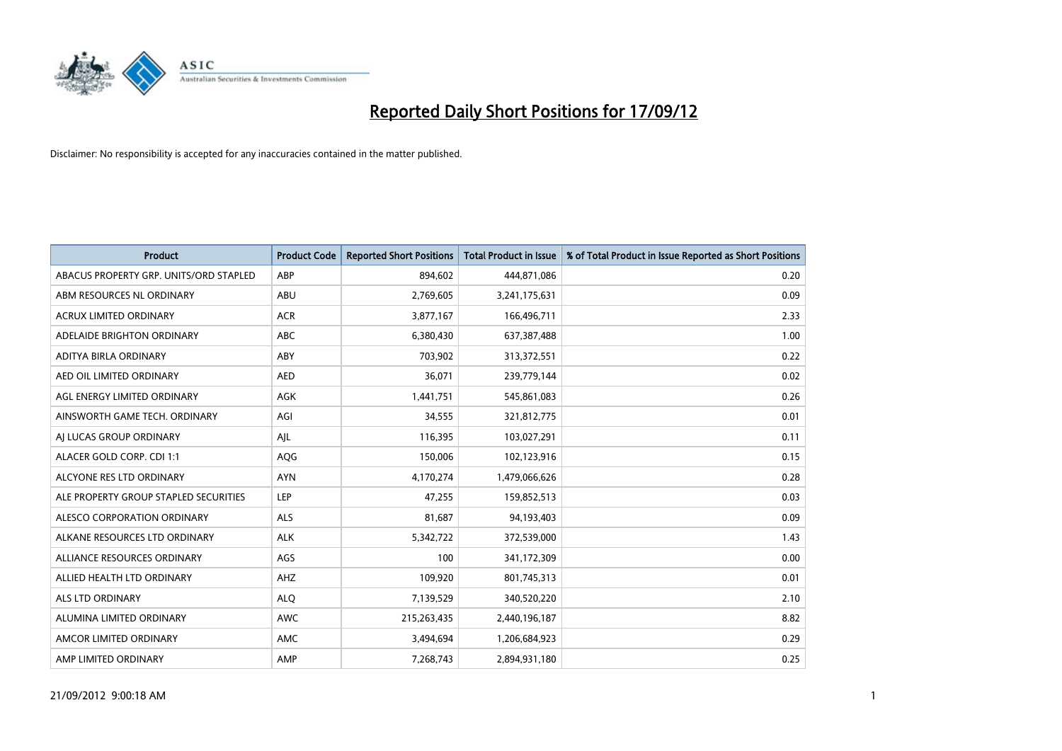# Reported Daily Short Positions for 17/09/12

Disclaimer: No responsibility is accepted for any inaccuracies contained in the matter published.

| Product | Product Code | Reported Short Positions | Total Product in Issue | % of Total Product in Issue Reported as Short Positions |
|---|---|---|---|---|
| ABACUS PROPERTY GRP. UNITS/ORD STAPLED | ABP | 894,602 | 444,871,086 | 0.20 |
| ABM RESOURCES NL ORDINARY | ABU | 2,769,605 | 3,241,175,631 | 0.09 |
| ACRUX LIMITED ORDINARY | ACR | 3,877,167 | 166,496,711 | 2.33 |
| ADELAIDE BRIGHTON ORDINARY | ABC | 6,380,430 | 637,387,488 | 1.00 |
| ADITYA BIRLA ORDINARY | ABY | 703,902 | 313,372,551 | 0.22 |
| AED OIL LIMITED ORDINARY | AED | 36,071 | 239,779,144 | 0.02 |
| AGL ENERGY LIMITED ORDINARY | AGK | 1,441,751 | 545,861,083 | 0.26 |
| AINSWORTH GAME TECH. ORDINARY | AGI | 34,555 | 321,812,775 | 0.01 |
| AJ LUCAS GROUP ORDINARY | AJL | 116,395 | 103,027,291 | 0.11 |
| ALACER GOLD CORP. CDI 1:1 | AQG | 150,006 | 102,123,916 | 0.15 |
| ALCYONE RES LTD ORDINARY | AYN | 4,170,274 | 1,479,066,626 | 0.28 |
| ALE PROPERTY GROUP STAPLED SECURITIES | LEP | 47,255 | 159,852,513 | 0.03 |
| ALESCO CORPORATION ORDINARY | ALS | 81,687 | 94,193,403 | 0.09 |
| ALKANE RESOURCES LTD ORDINARY | ALK | 5,342,722 | 372,539,000 | 1.43 |
| ALLIANCE RESOURCES ORDINARY | AGS | 100 | 341,172,309 | 0.00 |
| ALLIED HEALTH LTD ORDINARY | AHZ | 109,920 | 801,745,313 | 0.01 |
| ALS LTD ORDINARY | ALQ | 7,139,529 | 340,520,220 | 2.10 |
| ALUMINA LIMITED ORDINARY | AWC | 215,263,435 | 2,440,196,187 | 8.82 |
| AMCOR LIMITED ORDINARY | AMC | 3,494,694 | 1,206,684,923 | 0.29 |
| AMP LIMITED ORDINARY | AMP | 7,268,743 | 2,894,931,180 | 0.25 |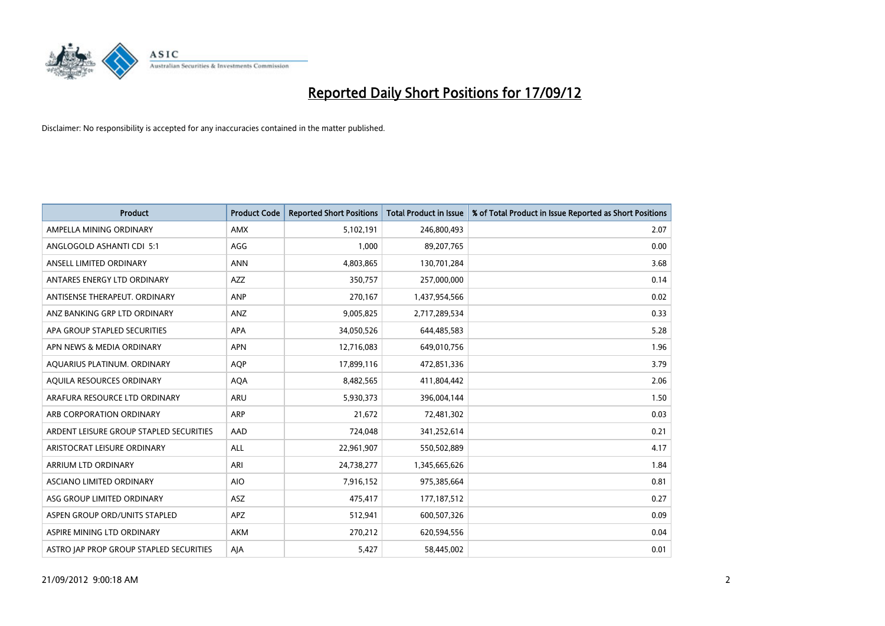# Reported Daily Short Positions for 17/09/12

Disclaimer: No responsibility is accepted for any inaccuracies contained in the matter published.

| Product | Product Code | Reported Short Positions | Total Product in Issue | % of Total Product in Issue Reported as Short Positions |
|---|---|---|---|---|
| AMPELLA MINING ORDINARY | AMX | 5,102,191 | 246,800,493 | 2.07 |
| ANGLOGOLD ASHANTI CDI 5:1 | AGG | 1,000 | 89,207,765 | 0.00 |
| ANSELL LIMITED ORDINARY | ANN | 4,803,865 | 130,701,284 | 3.68 |
| ANTARES ENERGY LTD ORDINARY | AZZ | 350,757 | 257,000,000 | 0.14 |
| ANTISENSE THERAPEUT. ORDINARY | ANP | 270,167 | 1,437,954,566 | 0.02 |
| ANZ BANKING GRP LTD ORDINARY | ANZ | 9,005,825 | 2,717,289,534 | 0.33 |
| APA GROUP STAPLED SECURITIES | APA | 34,050,526 | 644,485,583 | 5.28 |
| APN NEWS & MEDIA ORDINARY | APN | 12,716,083 | 649,010,756 | 1.96 |
| AQUARIUS PLATINUM. ORDINARY | AQP | 17,899,116 | 472,851,336 | 3.79 |
| AQUILA RESOURCES ORDINARY | AQA | 8,482,565 | 411,804,442 | 2.06 |
| ARAFURA RESOURCE LTD ORDINARY | ARU | 5,930,373 | 396,004,144 | 1.50 |
| ARB CORPORATION ORDINARY | ARP | 21,672 | 72,481,302 | 0.03 |
| ARDENT LEISURE GROUP STAPLED SECURITIES | AAD | 724,048 | 341,252,614 | 0.21 |
| ARISTOCRAT LEISURE ORDINARY | ALL | 22,961,907 | 550,502,889 | 4.17 |
| ARRIUM LTD ORDINARY | ARI | 24,738,277 | 1,345,665,626 | 1.84 |
| ASCIANO LIMITED ORDINARY | AIO | 7,916,152 | 975,385,664 | 0.81 |
| ASG GROUP LIMITED ORDINARY | ASZ | 475,417 | 177,187,512 | 0.27 |
| ASPEN GROUP ORD/UNITS STAPLED | APZ | 512,941 | 600,507,326 | 0.09 |
| ASPIRE MINING LTD ORDINARY | AKM | 270,212 | 620,594,556 | 0.04 |
| ASTRO JAP PROP GROUP STAPLED SECURITIES | AJA | 5,427 | 58,445,002 | 0.01 |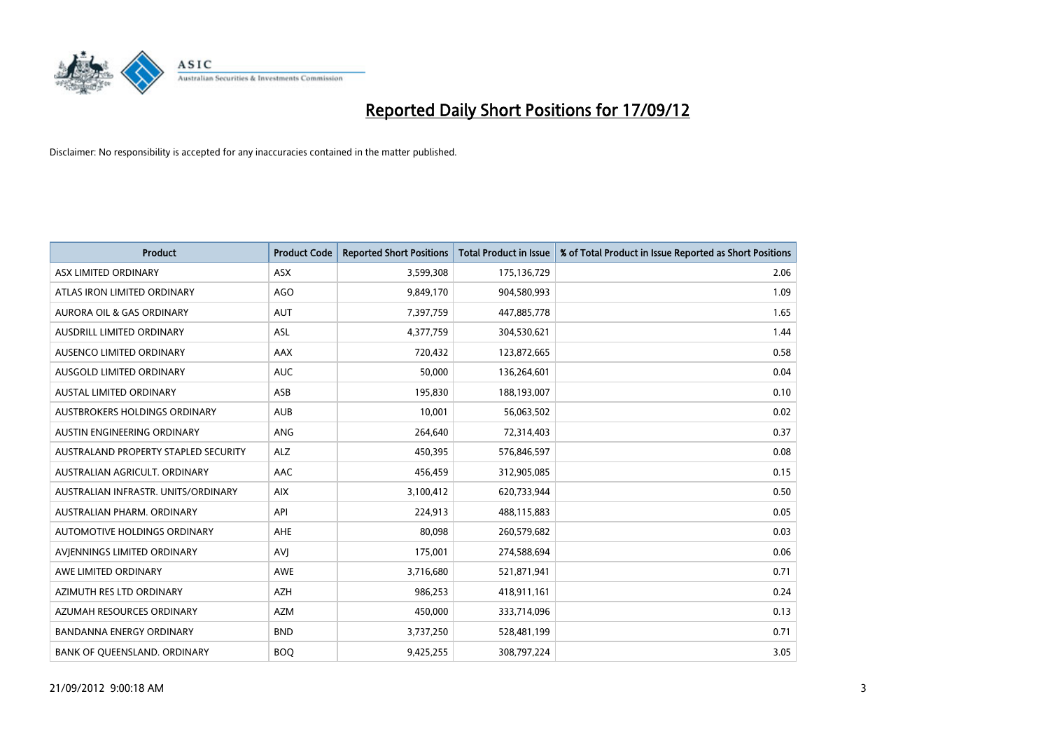# Reported Daily Short Positions for 17/09/12

Disclaimer: No responsibility is accepted for any inaccuracies contained in the matter published.

| Product | Product Code | Reported Short Positions | Total Product in Issue | % of Total Product in Issue Reported as Short Positions |
|---|---|---|---|---|
| ASX LIMITED ORDINARY | ASX | 3,599,308 | 175,136,729 | 2.06 |
| ATLAS IRON LIMITED ORDINARY | AGO | 9,849,170 | 904,580,993 | 1.09 |
| AURORA OIL & GAS ORDINARY | AUT | 7,397,759 | 447,885,778 | 1.65 |
| AUSDRILL LIMITED ORDINARY | ASL | 4,377,759 | 304,530,621 | 1.44 |
| AUSENCO LIMITED ORDINARY | AAX | 720,432 | 123,872,665 | 0.58 |
| AUSGOLD LIMITED ORDINARY | AUC | 50,000 | 136,264,601 | 0.04 |
| AUSTAL LIMITED ORDINARY | ASB | 195,830 | 188,193,007 | 0.10 |
| AUSTBROKERS HOLDINGS ORDINARY | AUB | 10,001 | 56,063,502 | 0.02 |
| AUSTIN ENGINEERING ORDINARY | ANG | 264,640 | 72,314,403 | 0.37 |
| AUSTRALAND PROPERTY STAPLED SECURITY | ALZ | 450,395 | 576,846,597 | 0.08 |
| AUSTRALIAN AGRICULT. ORDINARY | AAC | 456,459 | 312,905,085 | 0.15 |
| AUSTRALIAN INFRASTR. UNITS/ORDINARY | AIX | 3,100,412 | 620,733,944 | 0.50 |
| AUSTRALIAN PHARM. ORDINARY | API | 224,913 | 488,115,883 | 0.05 |
| AUTOMOTIVE HOLDINGS ORDINARY | AHE | 80,098 | 260,579,682 | 0.03 |
| AVJENNINGS LIMITED ORDINARY | AVJ | 175,001 | 274,588,694 | 0.06 |
| AWE LIMITED ORDINARY | AWE | 3,716,680 | 521,871,941 | 0.71 |
| AZIMUTH RES LTD ORDINARY | AZH | 986,253 | 418,911,161 | 0.24 |
| AZUMAH RESOURCES ORDINARY | AZM | 450,000 | 333,714,096 | 0.13 |
| BANDANNA ENERGY ORDINARY | BND | 3,737,250 | 528,481,199 | 0.71 |
| BANK OF QUEENSLAND. ORDINARY | BOQ | 9,425,255 | 308,797,224 | 3.05 |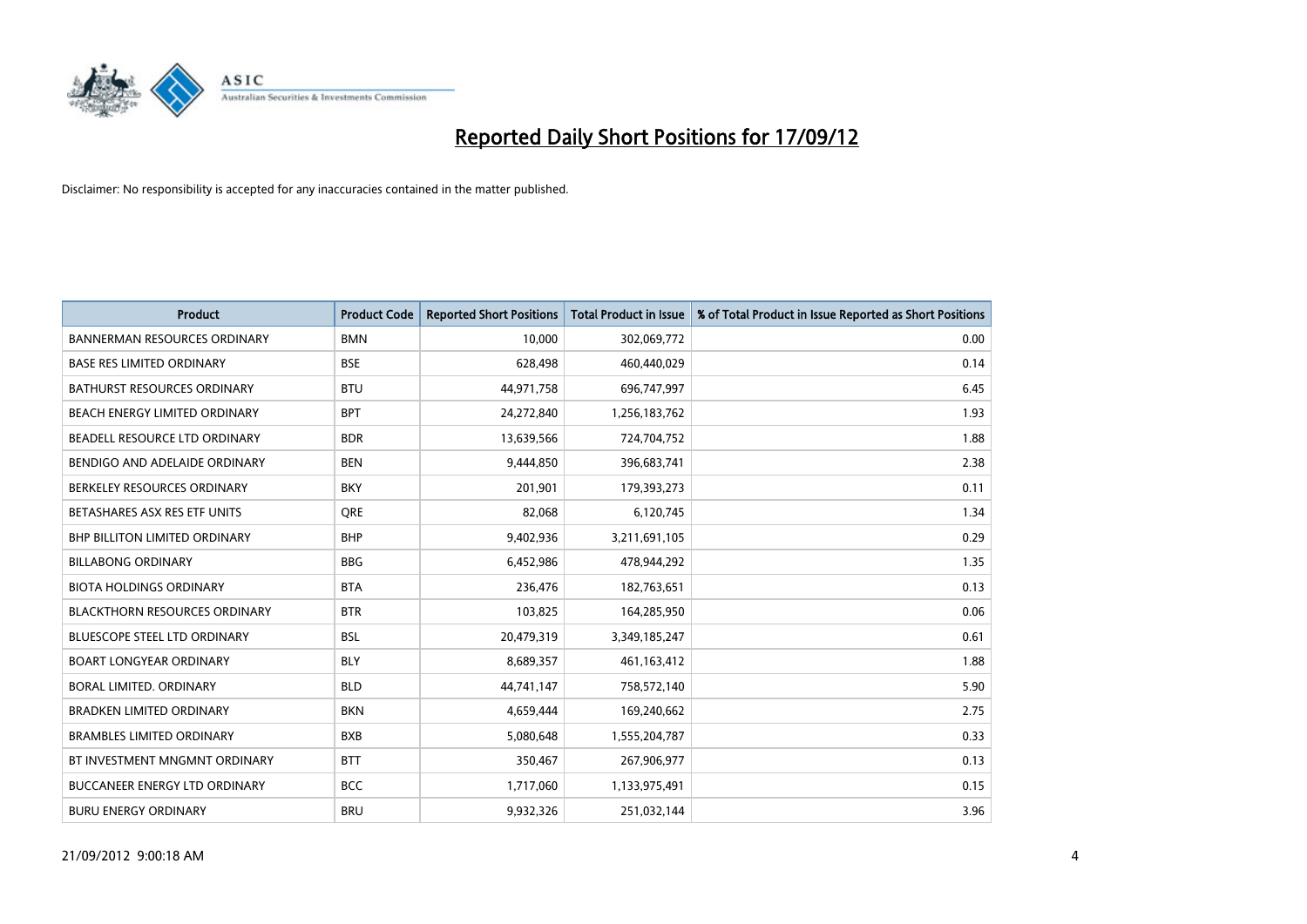# Reported Daily Short Positions for 17/09/12

Disclaimer: No responsibility is accepted for any inaccuracies contained in the matter published.

| Product | Product Code | Reported Short Positions | Total Product in Issue | % of Total Product in Issue Reported as Short Positions |
|---|---|---|---|---|
| BANNERMAN RESOURCES ORDINARY | BMN | 10,000 | 302,069,772 | 0.00 |
| BASE RES LIMITED ORDINARY | BSE | 628,498 | 460,440,029 | 0.14 |
| BATHURST RESOURCES ORDINARY | BTU | 44,971,758 | 696,747,997 | 6.45 |
| BEACH ENERGY LIMITED ORDINARY | BPT | 24,272,840 | 1,256,183,762 | 1.93 |
| BEADELL RESOURCE LTD ORDINARY | BDR | 13,639,566 | 724,704,752 | 1.88 |
| BENDIGO AND ADELAIDE ORDINARY | BEN | 9,444,850 | 396,683,741 | 2.38 |
| BERKELEY RESOURCES ORDINARY | BKY | 201,901 | 179,393,273 | 0.11 |
| BETASHARES ASX RES ETF UNITS | QRE | 82,068 | 6,120,745 | 1.34 |
| BHP BILLITON LIMITED ORDINARY | BHP | 9,402,936 | 3,211,691,105 | 0.29 |
| BILLABONG ORDINARY | BBG | 6,452,986 | 478,944,292 | 1.35 |
| BIOTA HOLDINGS ORDINARY | BTA | 236,476 | 182,763,651 | 0.13 |
| BLACKTHORN RESOURCES ORDINARY | BTR | 103,825 | 164,285,950 | 0.06 |
| BLUESCOPE STEEL LTD ORDINARY | BSL | 20,479,319 | 3,349,185,247 | 0.61 |
| BOART LONGYEAR ORDINARY | BLY | 8,689,357 | 461,163,412 | 1.88 |
| BORAL LIMITED. ORDINARY | BLD | 44,741,147 | 758,572,140 | 5.90 |
| BRADKEN LIMITED ORDINARY | BKN | 4,659,444 | 169,240,662 | 2.75 |
| BRAMBLES LIMITED ORDINARY | BXB | 5,080,648 | 1,555,204,787 | 0.33 |
| BT INVESTMENT MNGMNT ORDINARY | BTT | 350,467 | 267,906,977 | 0.13 |
| BUCCANEER ENERGY LTD ORDINARY | BCC | 1,717,060 | 1,133,975,491 | 0.15 |
| BURU ENERGY ORDINARY | BRU | 9,932,326 | 251,032,144 | 3.96 |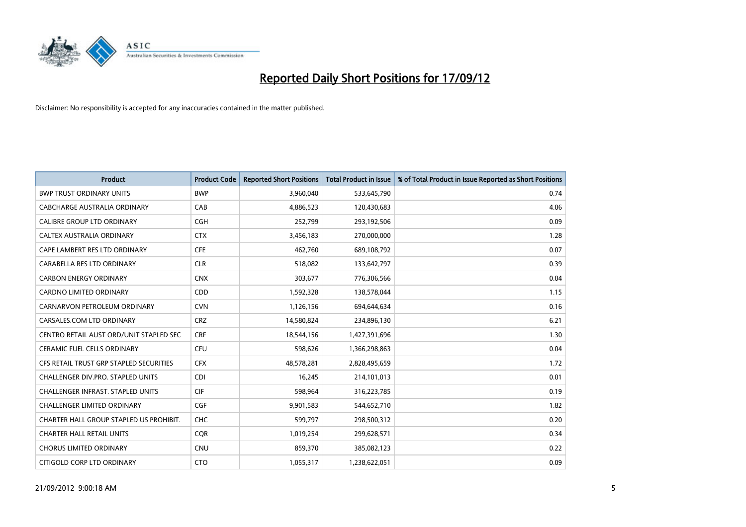# Reported Daily Short Positions for 17/09/12

Disclaimer: No responsibility is accepted for any inaccuracies contained in the matter published.

| Product | Product Code | Reported Short Positions | Total Product in Issue | % of Total Product in Issue Reported as Short Positions |
|---|---|---|---|---|
| BWP TRUST ORDINARY UNITS | BWP | 3,960,040 | 533,645,790 | 0.74 |
| CABCHARGE AUSTRALIA ORDINARY | CAB | 4,886,523 | 120,430,683 | 4.06 |
| CALIBRE GROUP LTD ORDINARY | CGH | 252,799 | 293,192,506 | 0.09 |
| CALTEX AUSTRALIA ORDINARY | CTX | 3,456,183 | 270,000,000 | 1.28 |
| CAPE LAMBERT RES LTD ORDINARY | CFE | 462,760 | 689,108,792 | 0.07 |
| CARABELLA RES LTD ORDINARY | CLR | 518,082 | 133,642,797 | 0.39 |
| CARBON ENERGY ORDINARY | CNX | 303,677 | 776,306,566 | 0.04 |
| CARDNO LIMITED ORDINARY | CDD | 1,592,328 | 138,578,044 | 1.15 |
| CARNARVON PETROLEUM ORDINARY | CVN | 1,126,156 | 694,644,634 | 0.16 |
| CARSALES.COM LTD ORDINARY | CRZ | 14,580,824 | 234,896,130 | 6.21 |
| CENTRO RETAIL AUST ORD/UNIT STAPLED SEC | CRF | 18,544,156 | 1,427,391,696 | 1.30 |
| CERAMIC FUEL CELLS ORDINARY | CFU | 598,626 | 1,366,298,863 | 0.04 |
| CFS RETAIL TRUST GRP STAPLED SECURITIES | CFX | 48,578,281 | 2,828,495,659 | 1.72 |
| CHALLENGER DIV.PRO. STAPLED UNITS | CDI | 16,245 | 214,101,013 | 0.01 |
| CHALLENGER INFRAST. STAPLED UNITS | CIF | 598,964 | 316,223,785 | 0.19 |
| CHALLENGER LIMITED ORDINARY | CGF | 9,901,583 | 544,652,710 | 1.82 |
| CHARTER HALL GROUP STAPLED US PROHIBIT. | CHC | 599,797 | 298,500,312 | 0.20 |
| CHARTER HALL RETAIL UNITS | CQR | 1,019,254 | 299,628,571 | 0.34 |
| CHORUS LIMITED ORDINARY | CNU | 859,370 | 385,082,123 | 0.22 |
| CITIGOLD CORP LTD ORDINARY | CTO | 1,055,317 | 1,238,622,051 | 0.09 |

21/09/2012 9:00:18 AM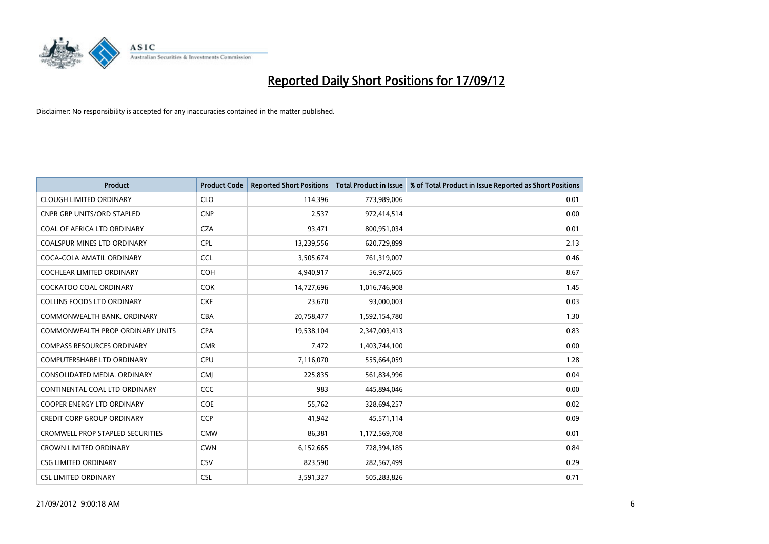# Reported Daily Short Positions for 17/09/12

Disclaimer: No responsibility is accepted for any inaccuracies contained in the matter published.

| Product | Product Code | Reported Short Positions | Total Product in Issue | % of Total Product in Issue Reported as Short Positions |
|---|---|---|---|---|
| CLOUGH LIMITED ORDINARY | CLO | 114,396 | 773,989,006 | 0.01 |
| CNPR GRP UNITS/ORD STAPLED | CNP | 2,537 | 972,414,514 | 0.00 |
| COAL OF AFRICA LTD ORDINARY | CZA | 93,471 | 800,951,034 | 0.01 |
| COALSPUR MINES LTD ORDINARY | CPL | 13,239,556 | 620,729,899 | 2.13 |
| COCA-COLA AMATIL ORDINARY | CCL | 3,505,674 | 761,319,007 | 0.46 |
| COCHLEAR LIMITED ORDINARY | COH | 4,940,917 | 56,972,605 | 8.67 |
| COCKATOO COAL ORDINARY | COK | 14,727,696 | 1,016,746,908 | 1.45 |
| COLLINS FOODS LTD ORDINARY | CKF | 23,670 | 93,000,003 | 0.03 |
| COMMONWEALTH BANK. ORDINARY | CBA | 20,758,477 | 1,592,154,780 | 1.30 |
| COMMONWEALTH PROP ORDINARY UNITS | CPA | 19,538,104 | 2,347,003,413 | 0.83 |
| COMPASS RESOURCES ORDINARY | CMR | 7,472 | 1,403,744,100 | 0.00 |
| COMPUTERSHARE LTD ORDINARY | CPU | 7,116,070 | 555,664,059 | 1.28 |
| CONSOLIDATED MEDIA. ORDINARY | CMJ | 225,835 | 561,834,996 | 0.04 |
| CONTINENTAL COAL LTD ORDINARY | CCC | 983 | 445,894,046 | 0.00 |
| COOPER ENERGY LTD ORDINARY | COE | 55,762 | 328,694,257 | 0.02 |
| CREDIT CORP GROUP ORDINARY | CCP | 41,942 | 45,571,114 | 0.09 |
| CROMWELL PROP STAPLED SECURITIES | CMW | 86,381 | 1,172,569,708 | 0.01 |
| CROWN LIMITED ORDINARY | CWN | 6,152,665 | 728,394,185 | 0.84 |
| CSG LIMITED ORDINARY | CSV | 823,590 | 282,567,499 | 0.29 |
| CSL LIMITED ORDINARY | CSL | 3,591,327 | 505,283,826 | 0.71 |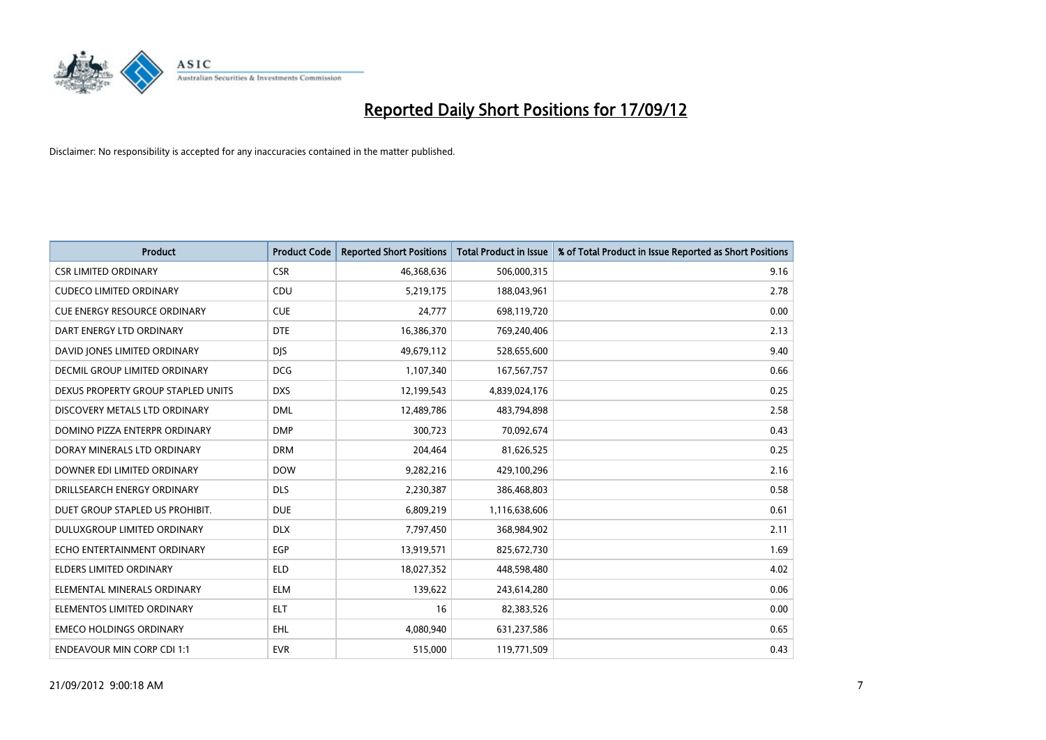# Reported Daily Short Positions for 17/09/12

Disclaimer: No responsibility is accepted for any inaccuracies contained in the matter published.

| Product | Product Code | Reported Short Positions | Total Product in Issue | % of Total Product in Issue Reported as Short Positions |
|---|---|---|---|---|
| CSR LIMITED ORDINARY | CSR | 46,368,636 | 506,000,315 | 9.16 |
| CUDECO LIMITED ORDINARY | CDU | 5,219,175 | 188,043,961 | 2.78 |
| CUE ENERGY RESOURCE ORDINARY | CUE | 24,777 | 698,119,720 | 0.00 |
| DART ENERGY LTD ORDINARY | DTE | 16,386,370 | 769,240,406 | 2.13 |
| DAVID JONES LIMITED ORDINARY | DJS | 49,679,112 | 528,655,600 | 9.40 |
| DECMIL GROUP LIMITED ORDINARY | DCG | 1,107,340 | 167,567,757 | 0.66 |
| DEXUS PROPERTY GROUP STAPLED UNITS | DXS | 12,199,543 | 4,839,024,176 | 0.25 |
| DISCOVERY METALS LTD ORDINARY | DML | 12,489,786 | 483,794,898 | 2.58 |
| DOMINO PIZZA ENTERPR ORDINARY | DMP | 300,723 | 70,092,674 | 0.43 |
| DORAY MINERALS LTD ORDINARY | DRM | 204,464 | 81,626,525 | 0.25 |
| DOWNER EDI LIMITED ORDINARY | DOW | 9,282,216 | 429,100,296 | 2.16 |
| DRILLSEARCH ENERGY ORDINARY | DLS | 2,230,387 | 386,468,803 | 0.58 |
| DUET GROUP STAPLED US PROHIBIT. | DUE | 6,809,219 | 1,116,638,606 | 0.61 |
| DULUXGROUP LIMITED ORDINARY | DLX | 7,797,450 | 368,984,902 | 2.11 |
| ECHO ENTERTAINMENT ORDINARY | EGP | 13,919,571 | 825,672,730 | 1.69 |
| ELDERS LIMITED ORDINARY | ELD | 18,027,352 | 448,598,480 | 4.02 |
| ELEMENTAL MINERALS ORDINARY | ELM | 139,622 | 243,614,280 | 0.06 |
| ELEMENTOS LIMITED ORDINARY | ELT | 16 | 82,383,526 | 0.00 |
| EMECO HOLDINGS ORDINARY | EHL | 4,080,940 | 631,237,586 | 0.65 |
| ENDEAVOUR MIN CORP CDI 1:1 | EVR | 515,000 | 119,771,509 | 0.43 |

21/09/2012 9:00:18 AM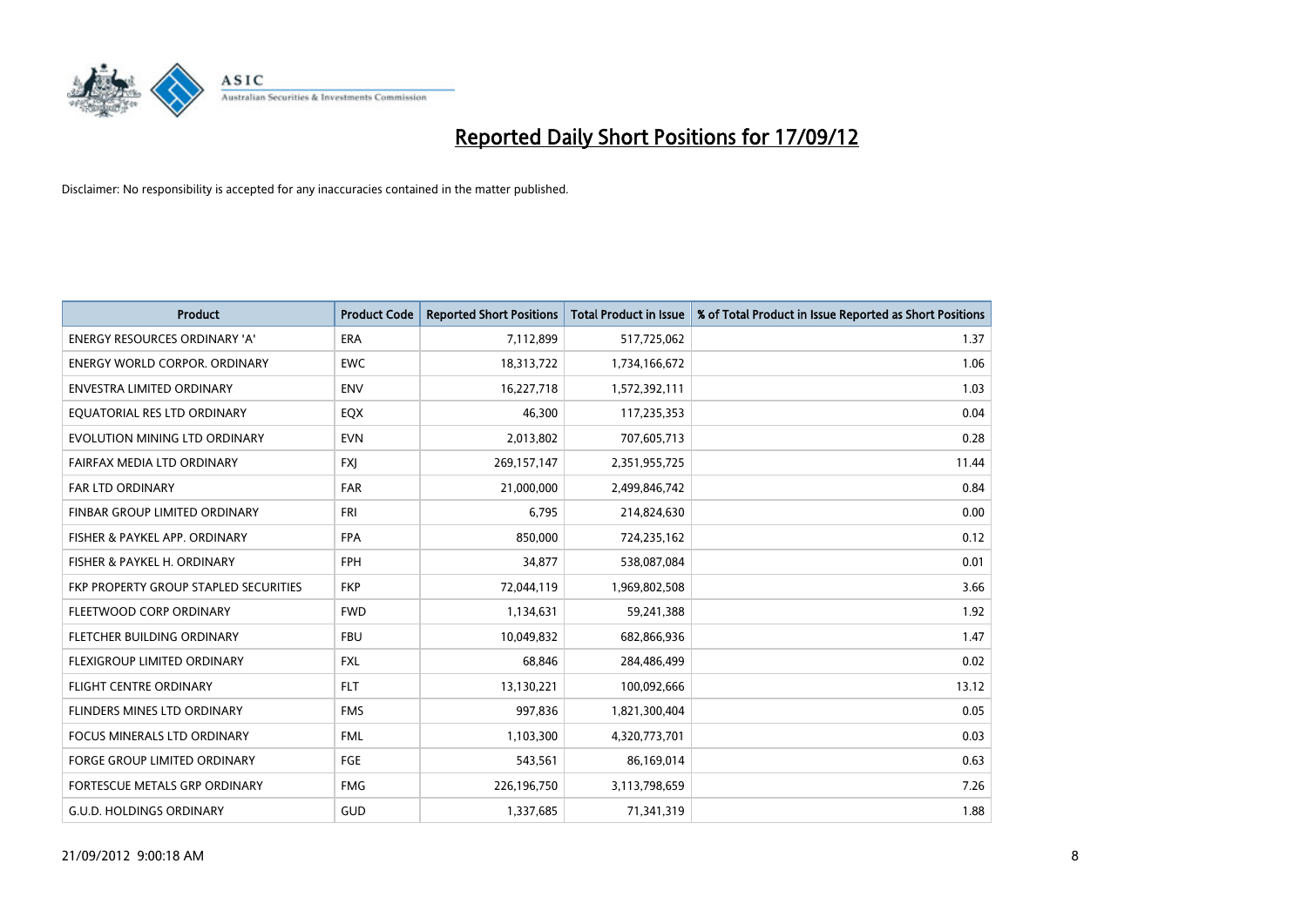# Reported Daily Short Positions for 17/09/12

Disclaimer: No responsibility is accepted for any inaccuracies contained in the matter published.

| Product | Product Code | Reported Short Positions | Total Product in Issue | % of Total Product in Issue Reported as Short Positions |
|---|---|---|---|---|
| ENERGY RESOURCES ORDINARY 'A' | ERA | 7,112,899 | 517,725,062 | 1.37 |
| ENERGY WORLD CORPOR. ORDINARY | EWC | 18,313,722 | 1,734,166,672 | 1.06 |
| ENVESTRA LIMITED ORDINARY | ENV | 16,227,718 | 1,572,392,111 | 1.03 |
| EQUATORIAL RES LTD ORDINARY | EQX | 46,300 | 117,235,353 | 0.04 |
| EVOLUTION MINING LTD ORDINARY | EVN | 2,013,802 | 707,605,713 | 0.28 |
| FAIRFAX MEDIA LTD ORDINARY | FXJ | 269,157,147 | 2,351,955,725 | 11.44 |
| FAR LTD ORDINARY | FAR | 21,000,000 | 2,499,846,742 | 0.84 |
| FINBAR GROUP LIMITED ORDINARY | FRI | 6,795 | 214,824,630 | 0.00 |
| FISHER & PAYKEL APP. ORDINARY | FPA | 850,000 | 724,235,162 | 0.12 |
| FISHER & PAYKEL H. ORDINARY | FPH | 34,877 | 538,087,084 | 0.01 |
| FKP PROPERTY GROUP STAPLED SECURITIES | FKP | 72,044,119 | 1,969,802,508 | 3.66 |
| FLEETWOOD CORP ORDINARY | FWD | 1,134,631 | 59,241,388 | 1.92 |
| FLETCHER BUILDING ORDINARY | FBU | 10,049,832 | 682,866,936 | 1.47 |
| FLEXIGROUP LIMITED ORDINARY | FXL | 68,846 | 284,486,499 | 0.02 |
| FLIGHT CENTRE ORDINARY | FLT | 13,130,221 | 100,092,666 | 13.12 |
| FLINDERS MINES LTD ORDINARY | FMS | 997,836 | 1,821,300,404 | 0.05 |
| FOCUS MINERALS LTD ORDINARY | FML | 1,103,300 | 4,320,773,701 | 0.03 |
| FORGE GROUP LIMITED ORDINARY | FGE | 543,561 | 86,169,014 | 0.63 |
| FORTESCUE METALS GRP ORDINARY | FMG | 226,196,750 | 3,113,798,659 | 7.26 |
| G.U.D. HOLDINGS ORDINARY | GUD | 1,337,685 | 71,341,319 | 1.88 |

21/09/2012 9:00:18 AM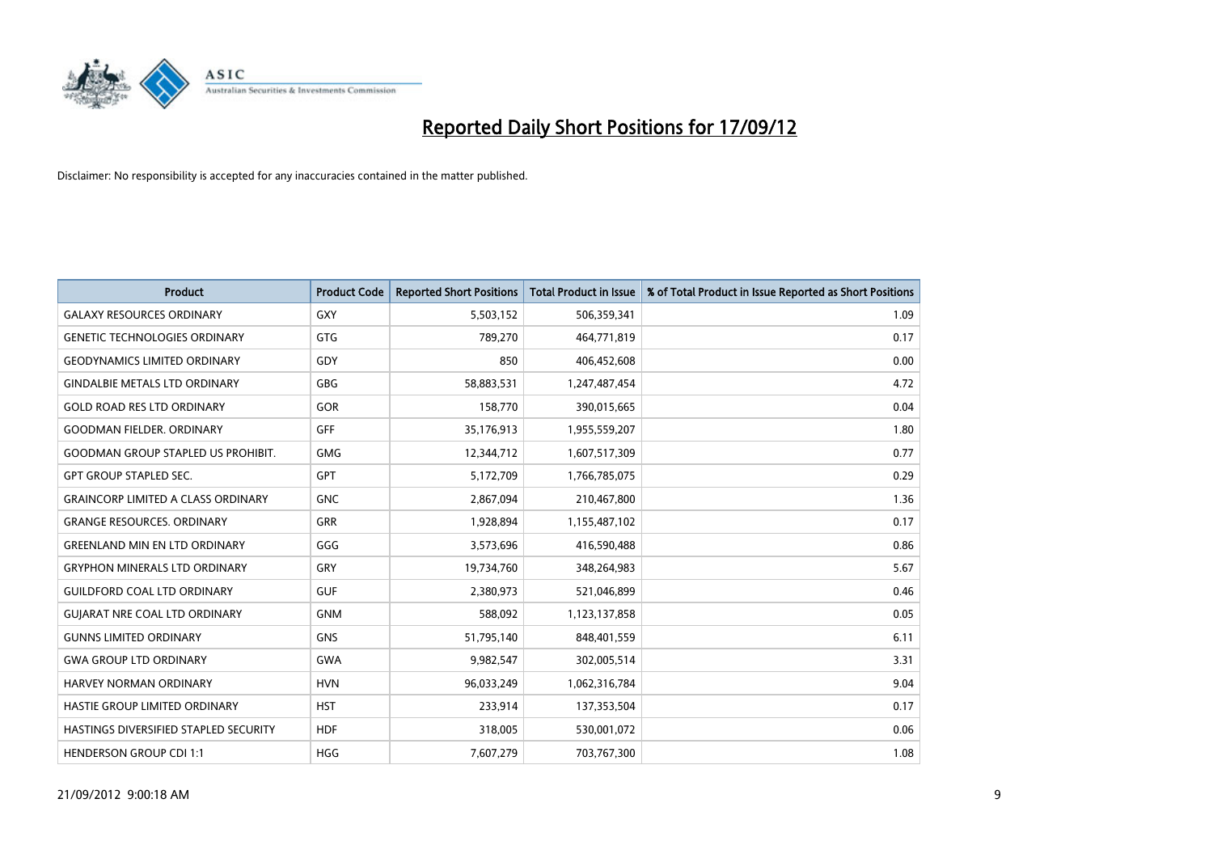# Reported Daily Short Positions for 17/09/12

Disclaimer: No responsibility is accepted for any inaccuracies contained in the matter published.

| Product | Product Code | Reported Short Positions | Total Product in Issue | % of Total Product in Issue Reported as Short Positions |
|---|---|---|---|---|
| GALAXY RESOURCES ORDINARY | GXY | 5,503,152 | 506,359,341 | 1.09 |
| GENETIC TECHNOLOGIES ORDINARY | GTG | 789,270 | 464,771,819 | 0.17 |
| GEODYNAMICS LIMITED ORDINARY | GDY | 850 | 406,452,608 | 0.00 |
| GINDALBIE METALS LTD ORDINARY | GBG | 58,883,531 | 1,247,487,454 | 4.72 |
| GOLD ROAD RES LTD ORDINARY | GOR | 158,770 | 390,015,665 | 0.04 |
| GOODMAN FIELDER. ORDINARY | GFF | 35,176,913 | 1,955,559,207 | 1.80 |
| GOODMAN GROUP STAPLED US PROHIBIT. | GMG | 12,344,712 | 1,607,517,309 | 0.77 |
| GPT GROUP STAPLED SEC. | GPT | 5,172,709 | 1,766,785,075 | 0.29 |
| GRAINCORP LIMITED A CLASS ORDINARY | GNC | 2,867,094 | 210,467,800 | 1.36 |
| GRANGE RESOURCES. ORDINARY | GRR | 1,928,894 | 1,155,487,102 | 0.17 |
| GREENLAND MIN EN LTD ORDINARY | GGG | 3,573,696 | 416,590,488 | 0.86 |
| GRYPHON MINERALS LTD ORDINARY | GRY | 19,734,760 | 348,264,983 | 5.67 |
| GUILDFORD COAL LTD ORDINARY | GUF | 2,380,973 | 521,046,899 | 0.46 |
| GUJARAT NRE COAL LTD ORDINARY | GNM | 588,092 | 1,123,137,858 | 0.05 |
| GUNNS LIMITED ORDINARY | GNS | 51,795,140 | 848,401,559 | 6.11 |
| GWA GROUP LTD ORDINARY | GWA | 9,982,547 | 302,005,514 | 3.31 |
| HARVEY NORMAN ORDINARY | HVN | 96,033,249 | 1,062,316,784 | 9.04 |
| HASTIE GROUP LIMITED ORDINARY | HST | 233,914 | 137,353,504 | 0.17 |
| HASTINGS DIVERSIFIED STAPLED SECURITY | HDF | 318,005 | 530,001,072 | 0.06 |
| HENDERSON GROUP CDI 1:1 | HGG | 7,607,279 | 703,767,300 | 1.08 |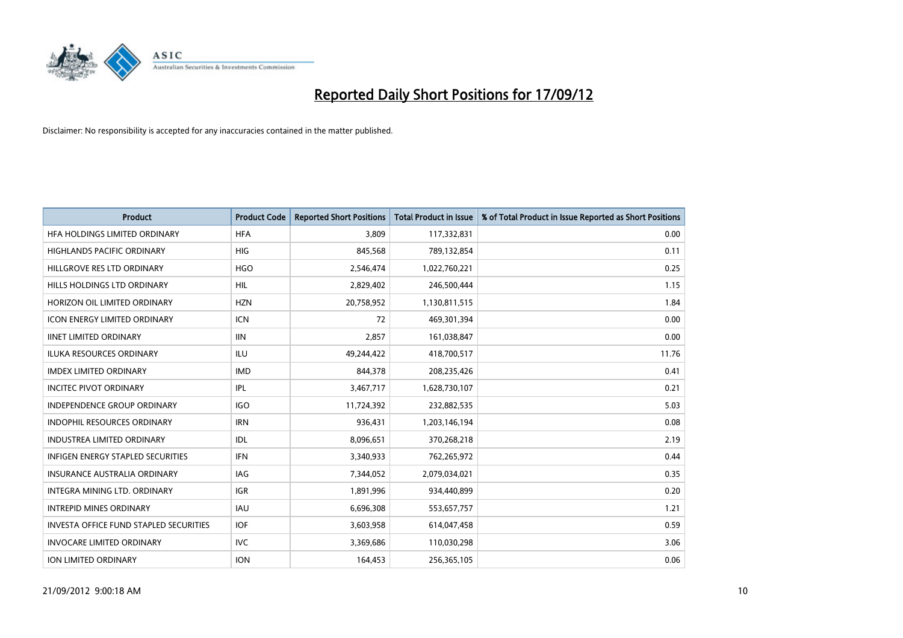# Reported Daily Short Positions for 17/09/12

Disclaimer: No responsibility is accepted for any inaccuracies contained in the matter published.

| Product | Product Code | Reported Short Positions | Total Product in Issue | % of Total Product in Issue Reported as Short Positions |
|---|---|---|---|---|
| HFA HOLDINGS LIMITED ORDINARY | HFA | 3,809 | 117,332,831 | 0.00 |
| HIGHLANDS PACIFIC ORDINARY | HIG | 845,568 | 789,132,854 | 0.11 |
| HILLGROVE RES LTD ORDINARY | HGO | 2,546,474 | 1,022,760,221 | 0.25 |
| HILLS HOLDINGS LTD ORDINARY | HIL | 2,829,402 | 246,500,444 | 1.15 |
| HORIZON OIL LIMITED ORDINARY | HZN | 20,758,952 | 1,130,811,515 | 1.84 |
| ICON ENERGY LIMITED ORDINARY | ICN | 72 | 469,301,394 | 0.00 |
| IINET LIMITED ORDINARY | IIN | 2,857 | 161,038,847 | 0.00 |
| ILUKA RESOURCES ORDINARY | ILU | 49,244,422 | 418,700,517 | 11.76 |
| IMDEX LIMITED ORDINARY | IMD | 844,378 | 208,235,426 | 0.41 |
| INCITEC PIVOT ORDINARY | IPL | 3,467,717 | 1,628,730,107 | 0.21 |
| INDEPENDENCE GROUP ORDINARY | IGO | 11,724,392 | 232,882,535 | 5.03 |
| INDOPHIL RESOURCES ORDINARY | IRN | 936,431 | 1,203,146,194 | 0.08 |
| INDUSTREA LIMITED ORDINARY | IDL | 8,096,651 | 370,268,218 | 2.19 |
| INFIGEN ENERGY STAPLED SECURITIES | IFN | 3,340,933 | 762,265,972 | 0.44 |
| INSURANCE AUSTRALIA ORDINARY | IAG | 7,344,052 | 2,079,034,021 | 0.35 |
| INTEGRA MINING LTD. ORDINARY | IGR | 1,891,996 | 934,440,899 | 0.20 |
| INTREPID MINES ORDINARY | IAU | 6,696,308 | 553,657,757 | 1.21 |
| INVESTA OFFICE FUND STAPLED SECURITIES | IOF | 3,603,958 | 614,047,458 | 0.59 |
| INVOCARE LIMITED ORDINARY | IVC | 3,369,686 | 110,030,298 | 3.06 |
| ION LIMITED ORDINARY | ION | 164,453 | 256,365,105 | 0.06 |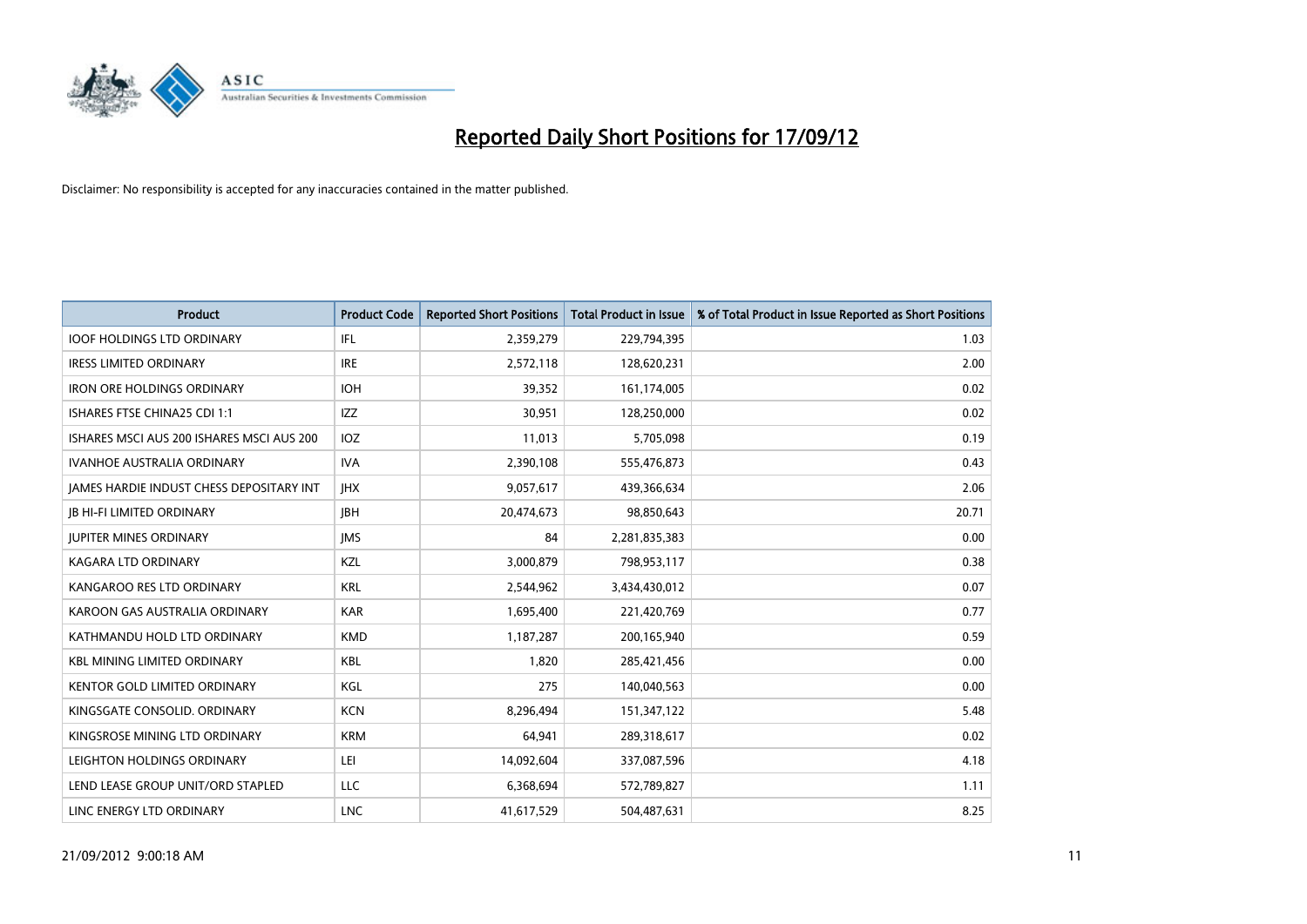# Reported Daily Short Positions for 17/09/12

Disclaimer: No responsibility is accepted for any inaccuracies contained in the matter published.

| Product | Product Code | Reported Short Positions | Total Product in Issue | % of Total Product in Issue Reported as Short Positions |
|---|---|---|---|---|
| IOOF HOLDINGS LTD ORDINARY | IFL | 2,359,279 | 229,794,395 | 1.03 |
| IRESS LIMITED ORDINARY | IRE | 2,572,118 | 128,620,231 | 2.00 |
| IRON ORE HOLDINGS ORDINARY | IOH | 39,352 | 161,174,005 | 0.02 |
| ISHARES FTSE CHINA25 CDI 1:1 | IZZ | 30,951 | 128,250,000 | 0.02 |
| ISHARES MSCI AUS 200 ISHARES MSCI AUS 200 | IOZ | 11,013 | 5,705,098 | 0.19 |
| IVANHOE AUSTRALIA ORDINARY | IVA | 2,390,108 | 555,476,873 | 0.43 |
| JAMES HARDIE INDUST CHESS DEPOSITARY INT | JHX | 9,057,617 | 439,366,634 | 2.06 |
| JB HI-FI LIMITED ORDINARY | JBH | 20,474,673 | 98,850,643 | 20.71 |
| JUPITER MINES ORDINARY | JMS | 84 | 2,281,835,383 | 0.00 |
| KAGARA LTD ORDINARY | KZL | 3,000,879 | 798,953,117 | 0.38 |
| KANGAROO RES LTD ORDINARY | KRL | 2,544,962 | 3,434,430,012 | 0.07 |
| KAROON GAS AUSTRALIA ORDINARY | KAR | 1,695,400 | 221,420,769 | 0.77 |
| KATHMANDU HOLD LTD ORDINARY | KMD | 1,187,287 | 200,165,940 | 0.59 |
| KBL MINING LIMITED ORDINARY | KBL | 1,820 | 285,421,456 | 0.00 |
| KENTOR GOLD LIMITED ORDINARY | KGL | 275 | 140,040,563 | 0.00 |
| KINGSGATE CONSOLID. ORDINARY | KCN | 8,296,494 | 151,347,122 | 5.48 |
| KINGSROSE MINING LTD ORDINARY | KRM | 64,941 | 289,318,617 | 0.02 |
| LEIGHTON HOLDINGS ORDINARY | LEI | 14,092,604 | 337,087,596 | 4.18 |
| LEND LEASE GROUP UNIT/ORD STAPLED | LLC | 6,368,694 | 572,789,827 | 1.11 |
| LINC ENERGY LTD ORDINARY | LNC | 41,617,529 | 504,487,631 | 8.25 |

21/09/2012 9:00:18 AM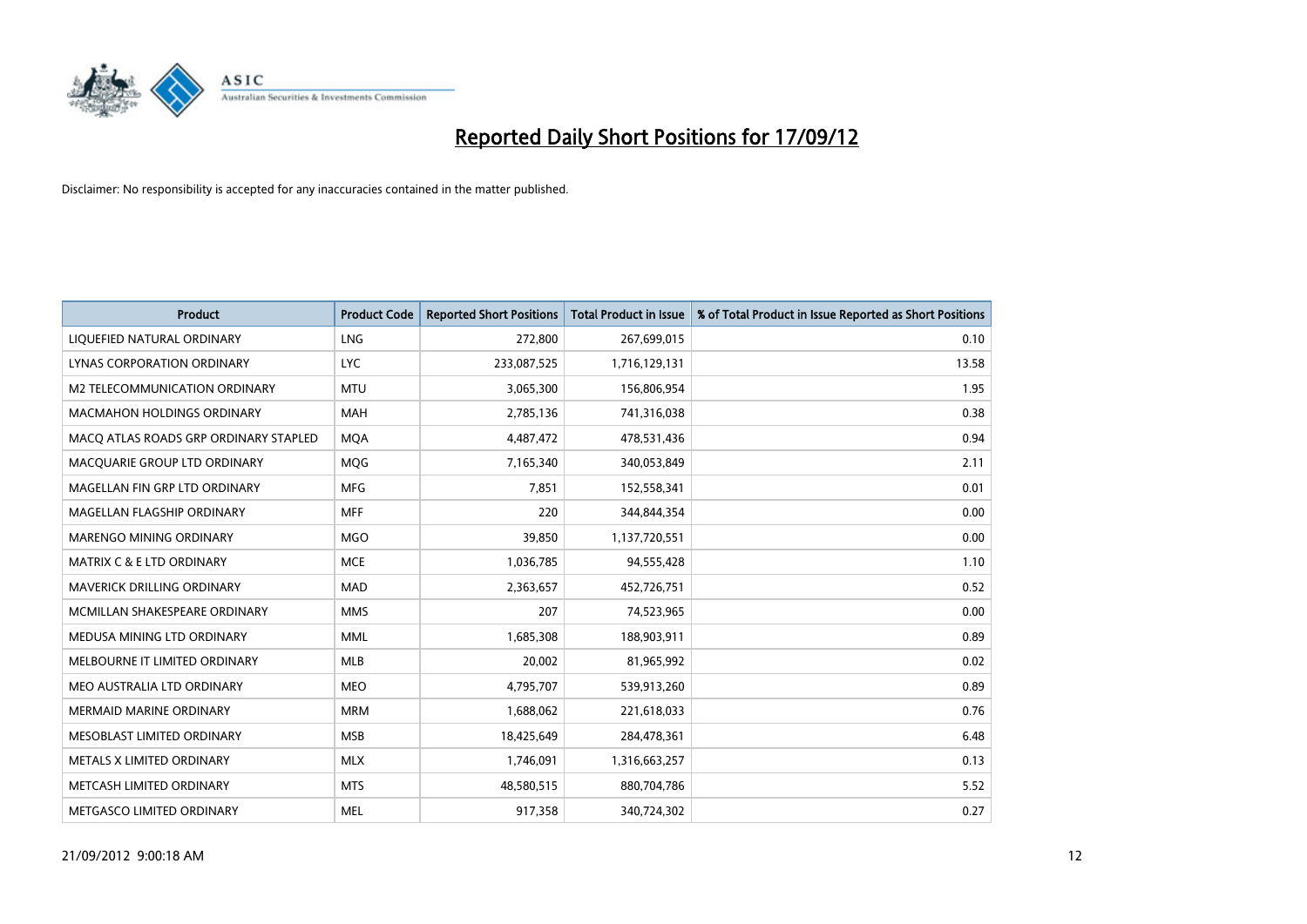# Reported Daily Short Positions for 17/09/12

Disclaimer: No responsibility is accepted for any inaccuracies contained in the matter published.

| Product | Product Code | Reported Short Positions | Total Product in Issue | % of Total Product in Issue Reported as Short Positions |
|---|---|---|---|---|
| LIQUEFIED NATURAL ORDINARY | LNG | 272,800 | 267,699,015 | 0.10 |
| LYNAS CORPORATION ORDINARY | LYC | 233,087,525 | 1,716,129,131 | 13.58 |
| M2 TELECOMMUNICATION ORDINARY | MTU | 3,065,300 | 156,806,954 | 1.95 |
| MACMAHON HOLDINGS ORDINARY | MAH | 2,785,136 | 741,316,038 | 0.38 |
| MACQ ATLAS ROADS GRP ORDINARY STAPLED | MQA | 4,487,472 | 478,531,436 | 0.94 |
| MACQUARIE GROUP LTD ORDINARY | MQG | 7,165,340 | 340,053,849 | 2.11 |
| MAGELLAN FIN GRP LTD ORDINARY | MFG | 7,851 | 152,558,341 | 0.01 |
| MAGELLAN FLAGSHIP ORDINARY | MFF | 220 | 344,844,354 | 0.00 |
| MARENGO MINING ORDINARY | MGO | 39,850 | 1,137,720,551 | 0.00 |
| MATRIX C & E LTD ORDINARY | MCE | 1,036,785 | 94,555,428 | 1.10 |
| MAVERICK DRILLING ORDINARY | MAD | 2,363,657 | 452,726,751 | 0.52 |
| MCMILLAN SHAKESPEARE ORDINARY | MMS | 207 | 74,523,965 | 0.00 |
| MEDUSA MINING LTD ORDINARY | MML | 1,685,308 | 188,903,911 | 0.89 |
| MELBOURNE IT LIMITED ORDINARY | MLB | 20,002 | 81,965,992 | 0.02 |
| MEO AUSTRALIA LTD ORDINARY | MEO | 4,795,707 | 539,913,260 | 0.89 |
| MERMAID MARINE ORDINARY | MRM | 1,688,062 | 221,618,033 | 0.76 |
| MESOBLAST LIMITED ORDINARY | MSB | 18,425,649 | 284,478,361 | 6.48 |
| METALS X LIMITED ORDINARY | MLX | 1,746,091 | 1,316,663,257 | 0.13 |
| METCASH LIMITED ORDINARY | MTS | 48,580,515 | 880,704,786 | 5.52 |
| METGASCO LIMITED ORDINARY | MEL | 917,358 | 340,724,302 | 0.27 |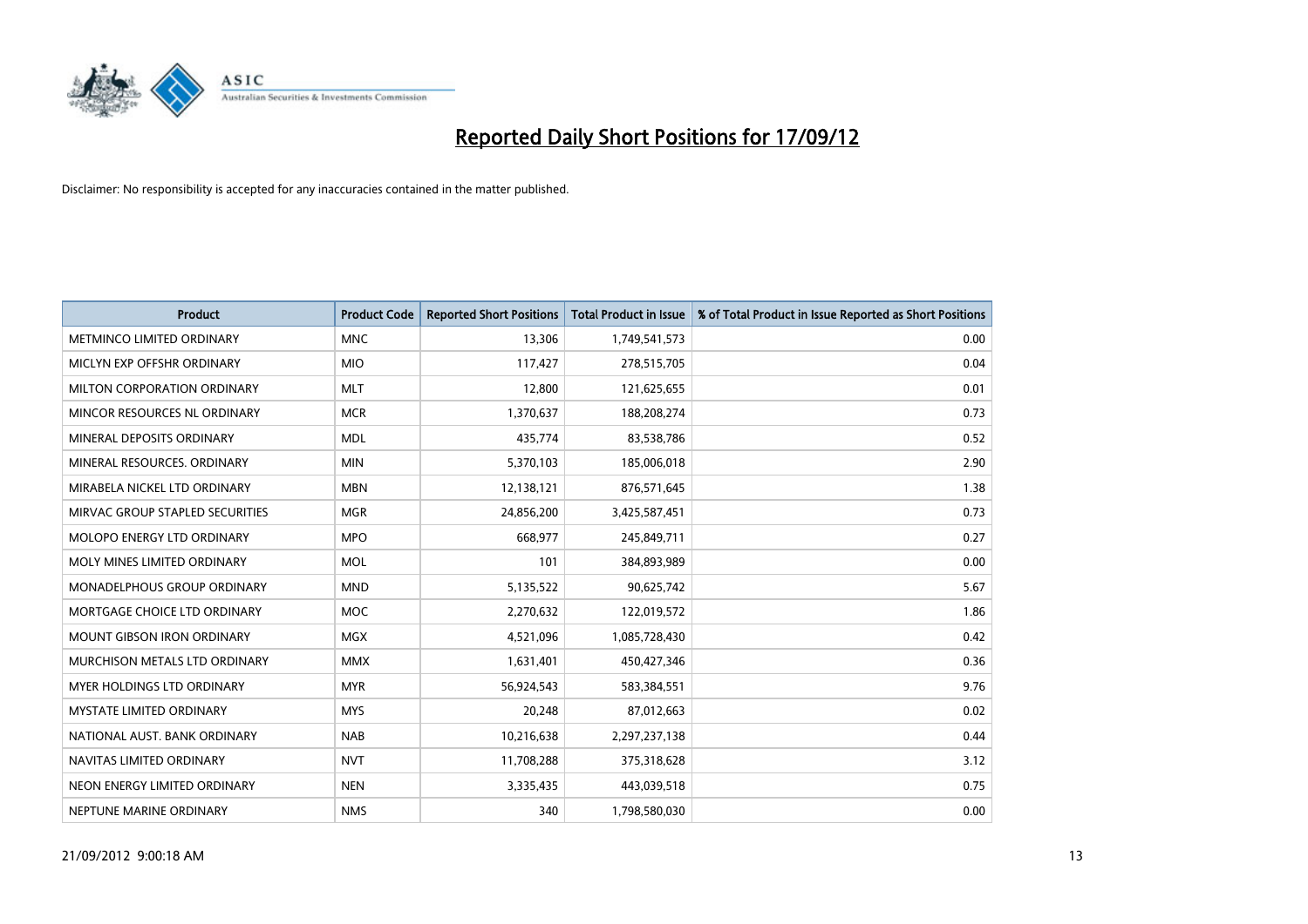# Reported Daily Short Positions for 17/09/12

Disclaimer: No responsibility is accepted for any inaccuracies contained in the matter published.

| Product | Product Code | Reported Short Positions | Total Product in Issue | % of Total Product in Issue Reported as Short Positions |
|---|---|---|---|---|
| METMINCO LIMITED ORDINARY | MNC | 13,306 | 1,749,541,573 | 0.00 |
| MICLYN EXP OFFSHR ORDINARY | MIO | 117,427 | 278,515,705 | 0.04 |
| MILTON CORPORATION ORDINARY | MLT | 12,800 | 121,625,655 | 0.01 |
| MINCOR RESOURCES NL ORDINARY | MCR | 1,370,637 | 188,208,274 | 0.73 |
| MINERAL DEPOSITS ORDINARY | MDL | 435,774 | 83,538,786 | 0.52 |
| MINERAL RESOURCES. ORDINARY | MIN | 5,370,103 | 185,006,018 | 2.90 |
| MIRABELA NICKEL LTD ORDINARY | MBN | 12,138,121 | 876,571,645 | 1.38 |
| MIRVAC GROUP STAPLED SECURITIES | MGR | 24,856,200 | 3,425,587,451 | 0.73 |
| MOLOPO ENERGY LTD ORDINARY | MPO | 668,977 | 245,849,711 | 0.27 |
| MOLY MINES LIMITED ORDINARY | MOL | 101 | 384,893,989 | 0.00 |
| MONADELPHOUS GROUP ORDINARY | MND | 5,135,522 | 90,625,742 | 5.67 |
| MORTGAGE CHOICE LTD ORDINARY | MOC | 2,270,632 | 122,019,572 | 1.86 |
| MOUNT GIBSON IRON ORDINARY | MGX | 4,521,096 | 1,085,728,430 | 0.42 |
| MURCHISON METALS LTD ORDINARY | MMX | 1,631,401 | 450,427,346 | 0.36 |
| MYER HOLDINGS LTD ORDINARY | MYR | 56,924,543 | 583,384,551 | 9.76 |
| MYSTATE LIMITED ORDINARY | MYS | 20,248 | 87,012,663 | 0.02 |
| NATIONAL AUST. BANK ORDINARY | NAB | 10,216,638 | 2,297,237,138 | 0.44 |
| NAVITAS LIMITED ORDINARY | NVT | 11,708,288 | 375,318,628 | 3.12 |
| NEON ENERGY LIMITED ORDINARY | NEN | 3,335,435 | 443,039,518 | 0.75 |
| NEPTUNE MARINE ORDINARY | NMS | 340 | 1,798,580,030 | 0.00 |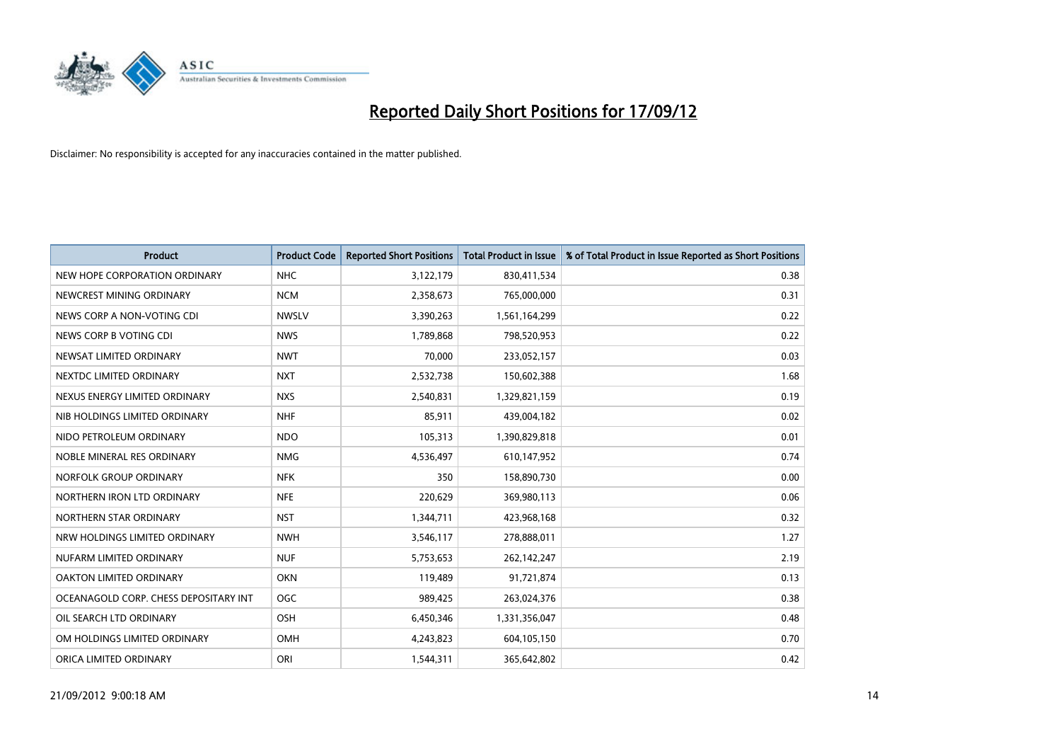# Reported Daily Short Positions for 17/09/12

Disclaimer: No responsibility is accepted for any inaccuracies contained in the matter published.

| Product | Product Code | Reported Short Positions | Total Product in Issue | % of Total Product in Issue Reported as Short Positions |
| --- | --- | --- | --- | --- |
| NEW HOPE CORPORATION ORDINARY | NHC | 3,122,179 | 830,411,534 | 0.38 |
| NEWCREST MINING ORDINARY | NCM | 2,358,673 | 765,000,000 | 0.31 |
| NEWS CORP A NON-VOTING CDI | NWSLV | 3,390,263 | 1,561,164,299 | 0.22 |
| NEWS CORP B VOTING CDI | NWS | 1,789,868 | 798,520,953 | 0.22 |
| NEWSAT LIMITED ORDINARY | NWT | 70,000 | 233,052,157 | 0.03 |
| NEXTDC LIMITED ORDINARY | NXT | 2,532,738 | 150,602,388 | 1.68 |
| NEXUS ENERGY LIMITED ORDINARY | NXS | 2,540,831 | 1,329,821,159 | 0.19 |
| NIB HOLDINGS LIMITED ORDINARY | NHF | 85,911 | 439,004,182 | 0.02 |
| NIDO PETROLEUM ORDINARY | NDO | 105,313 | 1,390,829,818 | 0.01 |
| NOBLE MINERAL RES ORDINARY | NMG | 4,536,497 | 610,147,952 | 0.74 |
| NORFOLK GROUP ORDINARY | NFK | 350 | 158,890,730 | 0.00 |
| NORTHERN IRON LTD ORDINARY | NFE | 220,629 | 369,980,113 | 0.06 |
| NORTHERN STAR ORDINARY | NST | 1,344,711 | 423,968,168 | 0.32 |
| NRW HOLDINGS LIMITED ORDINARY | NWH | 3,546,117 | 278,888,011 | 1.27 |
| NUFARM LIMITED ORDINARY | NUF | 5,753,653 | 262,142,247 | 2.19 |
| OAKTON LIMITED ORDINARY | OKN | 119,489 | 91,721,874 | 0.13 |
| OCEANAGOLD CORP. CHESS DEPOSITARY INT | OGC | 989,425 | 263,024,376 | 0.38 |
| OIL SEARCH LTD ORDINARY | OSH | 6,450,346 | 1,331,356,047 | 0.48 |
| OM HOLDINGS LIMITED ORDINARY | OMH | 4,243,823 | 604,105,150 | 0.70 |
| ORICA LIMITED ORDINARY | ORI | 1,544,311 | 365,642,802 | 0.42 |

21/09/2012 9:00:18 AM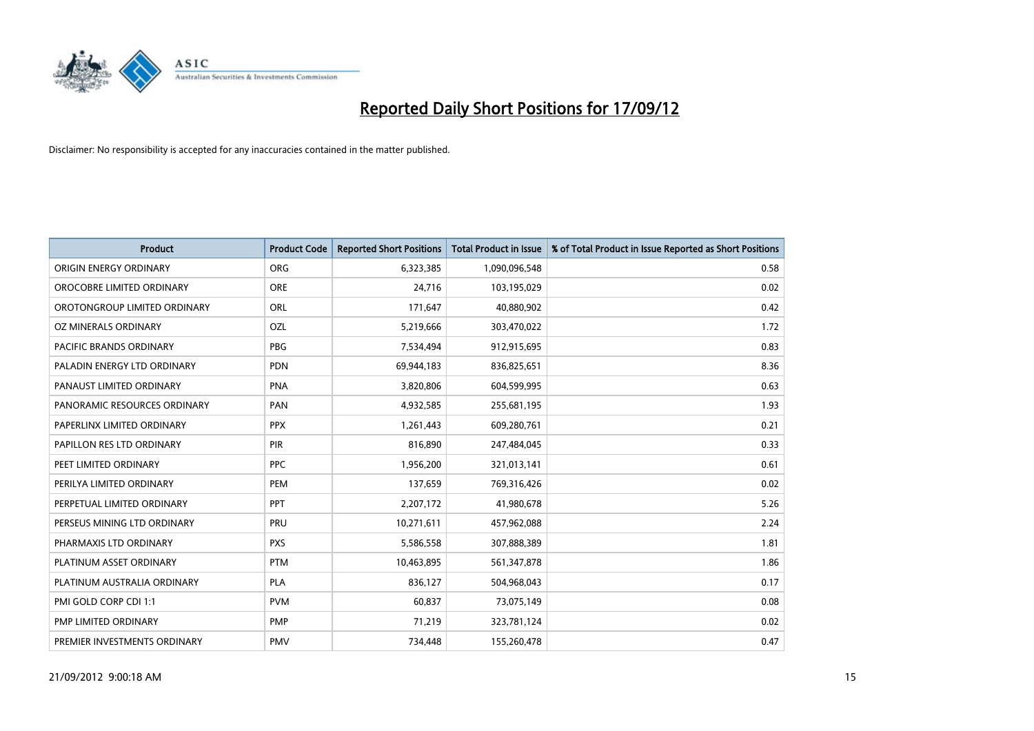# Reported Daily Short Positions for 17/09/12

Disclaimer: No responsibility is accepted for any inaccuracies contained in the matter published.

| Product | Product Code | Reported Short Positions | Total Product in Issue | % of Total Product in Issue Reported as Short Positions |
|---|---|---|---|---|
| ORIGIN ENERGY ORDINARY | ORG | 6,323,385 | 1,090,096,548 | 0.58 |
| OROCOBRE LIMITED ORDINARY | ORE | 24,716 | 103,195,029 | 0.02 |
| OROTONGROUP LIMITED ORDINARY | ORL | 171,647 | 40,880,902 | 0.42 |
| OZ MINERALS ORDINARY | OZL | 5,219,666 | 303,470,022 | 1.72 |
| PACIFIC BRANDS ORDINARY | PBG | 7,534,494 | 912,915,695 | 0.83 |
| PALADIN ENERGY LTD ORDINARY | PDN | 69,944,183 | 836,825,651 | 8.36 |
| PANAUST LIMITED ORDINARY | PNA | 3,820,806 | 604,599,995 | 0.63 |
| PANORAMIC RESOURCES ORDINARY | PAN | 4,932,585 | 255,681,195 | 1.93 |
| PAPERLINX LIMITED ORDINARY | PPX | 1,261,443 | 609,280,761 | 0.21 |
| PAPILLON RES LTD ORDINARY | PIR | 816,890 | 247,484,045 | 0.33 |
| PEET LIMITED ORDINARY | PPC | 1,956,200 | 321,013,141 | 0.61 |
| PERILYA LIMITED ORDINARY | PEM | 137,659 | 769,316,426 | 0.02 |
| PERPETUAL LIMITED ORDINARY | PPT | 2,207,172 | 41,980,678 | 5.26 |
| PERSEUS MINING LTD ORDINARY | PRU | 10,271,611 | 457,962,088 | 2.24 |
| PHARMAXIS LTD ORDINARY | PXS | 5,586,558 | 307,888,389 | 1.81 |
| PLATINUM ASSET ORDINARY | PTM | 10,463,895 | 561,347,878 | 1.86 |
| PLATINUM AUSTRALIA ORDINARY | PLA | 836,127 | 504,968,043 | 0.17 |
| PMI GOLD CORP CDI 1:1 | PVM | 60,837 | 73,075,149 | 0.08 |
| PMP LIMITED ORDINARY | PMP | 71,219 | 323,781,124 | 0.02 |
| PREMIER INVESTMENTS ORDINARY | PMV | 734,448 | 155,260,478 | 0.47 |

21/09/2012 9:00:18 AM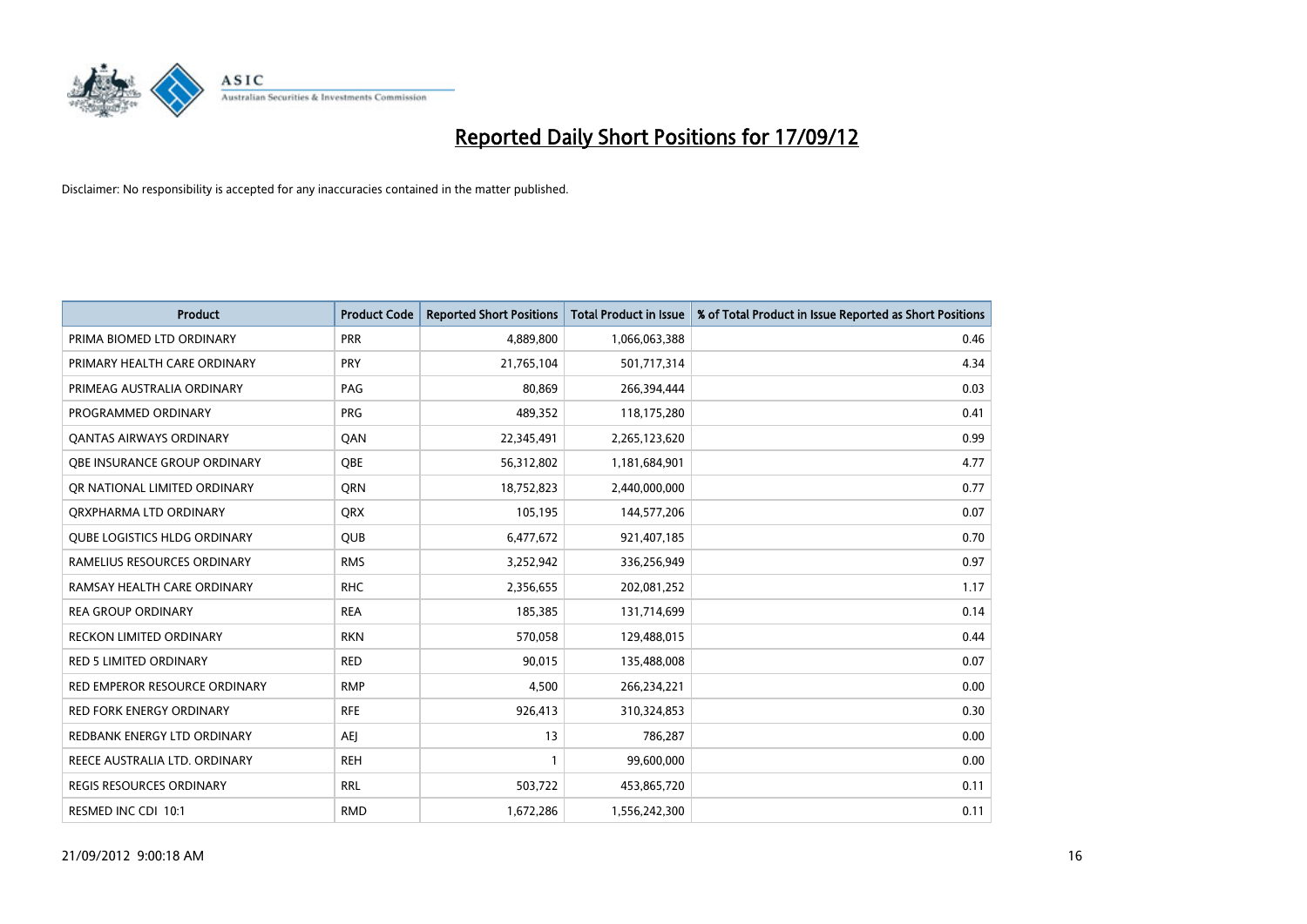# Reported Daily Short Positions for 17/09/12

Disclaimer: No responsibility is accepted for any inaccuracies contained in the matter published.

| Product | Product Code | Reported Short Positions | Total Product in Issue | % of Total Product in Issue Reported as Short Positions |
|---|---|---|---|---|
| PRIMA BIOMED LTD ORDINARY | PRR | 4,889,800 | 1,066,063,388 | 0.46 |
| PRIMARY HEALTH CARE ORDINARY | PRY | 21,765,104 | 501,717,314 | 4.34 |
| PRIMEAG AUSTRALIA ORDINARY | PAG | 80,869 | 266,394,444 | 0.03 |
| PROGRAMMED ORDINARY | PRG | 489,352 | 118,175,280 | 0.41 |
| QANTAS AIRWAYS ORDINARY | QAN | 22,345,491 | 2,265,123,620 | 0.99 |
| QBE INSURANCE GROUP ORDINARY | QBE | 56,312,802 | 1,181,684,901 | 4.77 |
| QR NATIONAL LIMITED ORDINARY | QRN | 18,752,823 | 2,440,000,000 | 0.77 |
| QRXPHARMA LTD ORDINARY | QRX | 105,195 | 144,577,206 | 0.07 |
| QUBE LOGISTICS HLDG ORDINARY | QUB | 6,477,672 | 921,407,185 | 0.70 |
| RAMELIUS RESOURCES ORDINARY | RMS | 3,252,942 | 336,256,949 | 0.97 |
| RAMSAY HEALTH CARE ORDINARY | RHC | 2,356,655 | 202,081,252 | 1.17 |
| REA GROUP ORDINARY | REA | 185,385 | 131,714,699 | 0.14 |
| RECKON LIMITED ORDINARY | RKN | 570,058 | 129,488,015 | 0.44 |
| RED 5 LIMITED ORDINARY | RED | 90,015 | 135,488,008 | 0.07 |
| RED EMPEROR RESOURCE ORDINARY | RMP | 4,500 | 266,234,221 | 0.00 |
| RED FORK ENERGY ORDINARY | RFE | 926,413 | 310,324,853 | 0.30 |
| REDBANK ENERGY LTD ORDINARY | AEJ | 13 | 786,287 | 0.00 |
| REECE AUSTRALIA LTD. ORDINARY | REH | 1 | 99,600,000 | 0.00 |
| REGIS RESOURCES ORDINARY | RRL | 503,722 | 453,865,720 | 0.11 |
| RESMED INC CDI 10:1 | RMD | 1,672,286 | 1,556,242,300 | 0.11 |

21/09/2012 9:00:18 AM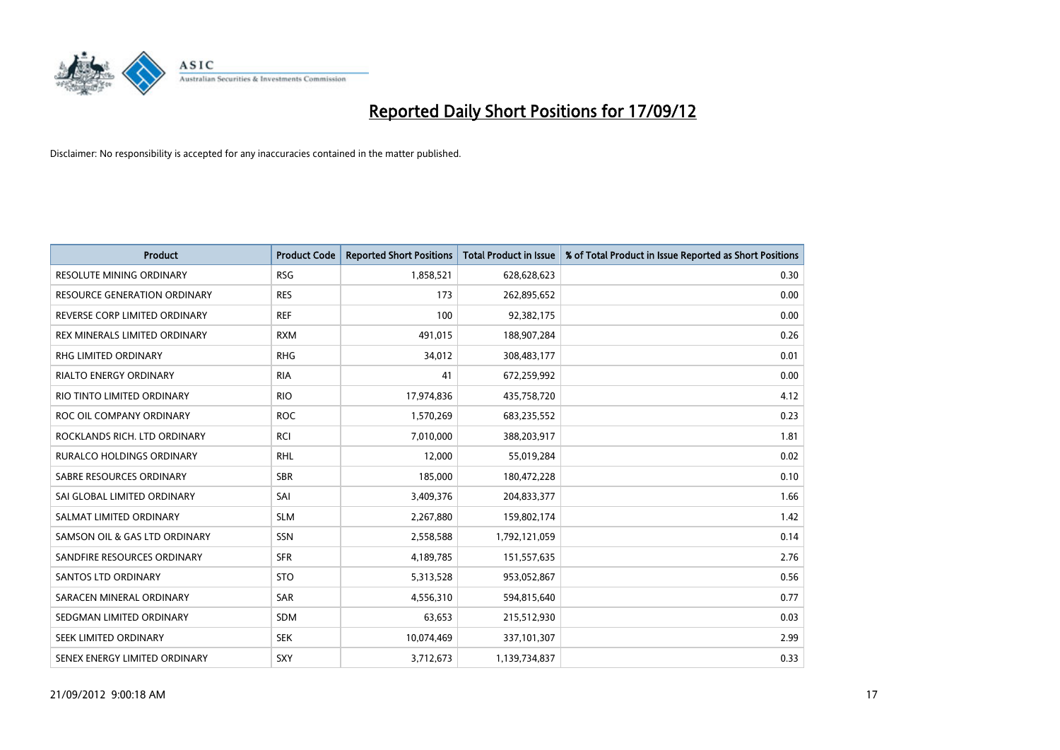# Reported Daily Short Positions for 17/09/12

Disclaimer: No responsibility is accepted for any inaccuracies contained in the matter published.

| Product | Product Code | Reported Short Positions | Total Product in Issue | % of Total Product in Issue Reported as Short Positions |
|---|---|---|---|---|
| RESOLUTE MINING ORDINARY | RSG | 1,858,521 | 628,628,623 | 0.30 |
| RESOURCE GENERATION ORDINARY | RES | 173 | 262,895,652 | 0.00 |
| REVERSE CORP LIMITED ORDINARY | REF | 100 | 92,382,175 | 0.00 |
| REX MINERALS LIMITED ORDINARY | RXM | 491,015 | 188,907,284 | 0.26 |
| RHG LIMITED ORDINARY | RHG | 34,012 | 308,483,177 | 0.01 |
| RIALTO ENERGY ORDINARY | RIA | 41 | 672,259,992 | 0.00 |
| RIO TINTO LIMITED ORDINARY | RIO | 17,974,836 | 435,758,720 | 4.12 |
| ROC OIL COMPANY ORDINARY | ROC | 1,570,269 | 683,235,552 | 0.23 |
| ROCKLANDS RICH. LTD ORDINARY | RCI | 7,010,000 | 388,203,917 | 1.81 |
| RURALCO HOLDINGS ORDINARY | RHL | 12,000 | 55,019,284 | 0.02 |
| SABRE RESOURCES ORDINARY | SBR | 185,000 | 180,472,228 | 0.10 |
| SAI GLOBAL LIMITED ORDINARY | SAI | 3,409,376 | 204,833,377 | 1.66 |
| SALMAT LIMITED ORDINARY | SLM | 2,267,880 | 159,802,174 | 1.42 |
| SAMSON OIL & GAS LTD ORDINARY | SSN | 2,558,588 | 1,792,121,059 | 0.14 |
| SANDFIRE RESOURCES ORDINARY | SFR | 4,189,785 | 151,557,635 | 2.76 |
| SANTOS LTD ORDINARY | STO | 5,313,528 | 953,052,867 | 0.56 |
| SARACEN MINERAL ORDINARY | SAR | 4,556,310 | 594,815,640 | 0.77 |
| SEDGMAN LIMITED ORDINARY | SDM | 63,653 | 215,512,930 | 0.03 |
| SEEK LIMITED ORDINARY | SEK | 10,074,469 | 337,101,307 | 2.99 |
| SENEX ENERGY LIMITED ORDINARY | SXY | 3,712,673 | 1,139,734,837 | 0.33 |

21/09/2012 9:00:18 AM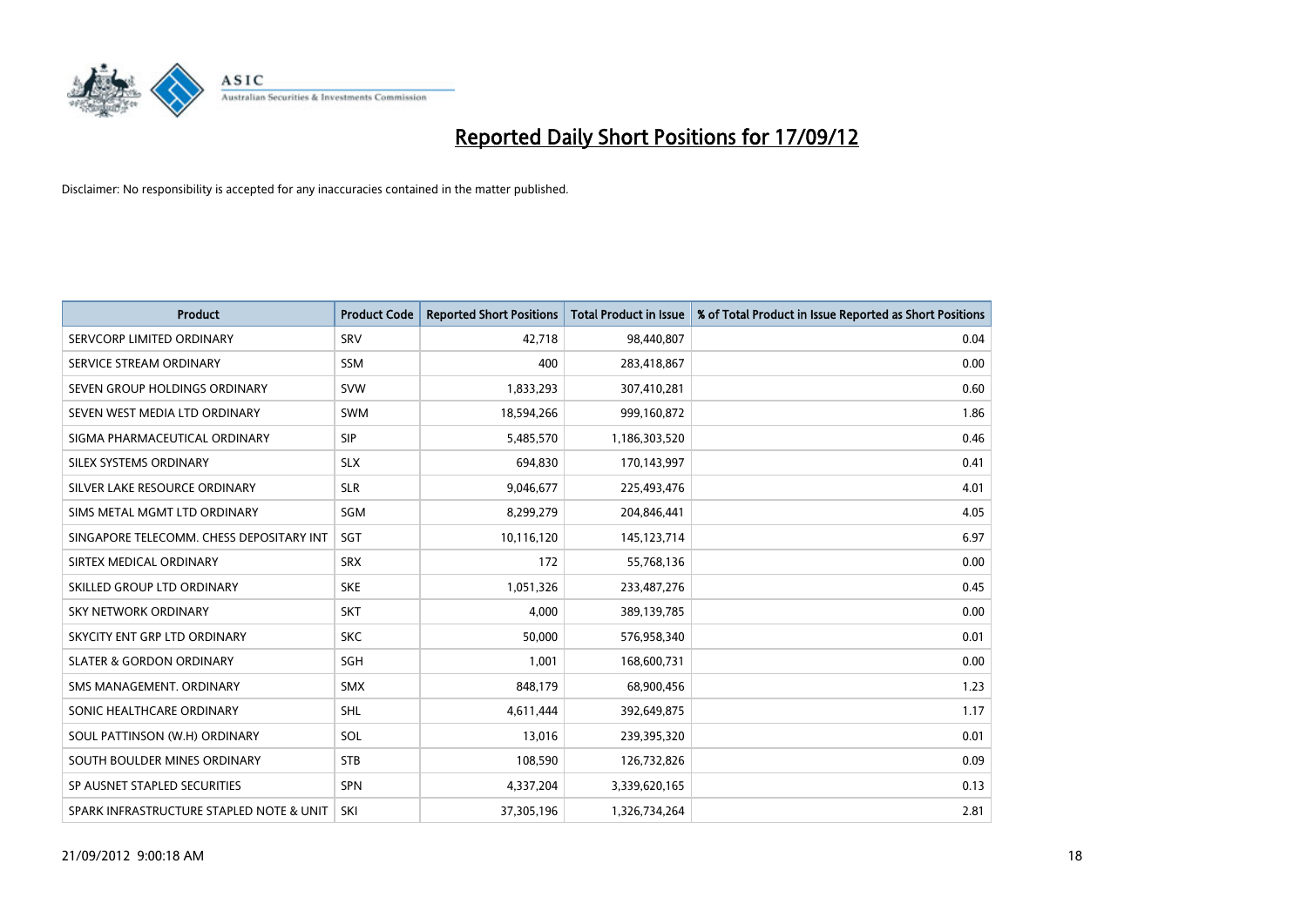# Reported Daily Short Positions for 17/09/12

Disclaimer: No responsibility is accepted for any inaccuracies contained in the matter published.

| Product | Product Code | Reported Short Positions | Total Product in Issue | % of Total Product in Issue Reported as Short Positions |
|---|---|---|---|---|
| SERVCORP LIMITED ORDINARY | SRV | 42,718 | 98,440,807 | 0.04 |
| SERVICE STREAM ORDINARY | SSM | 400 | 283,418,867 | 0.00 |
| SEVEN GROUP HOLDINGS ORDINARY | SVW | 1,833,293 | 307,410,281 | 0.60 |
| SEVEN WEST MEDIA LTD ORDINARY | SWM | 18,594,266 | 999,160,872 | 1.86 |
| SIGMA PHARMACEUTICAL ORDINARY | SIP | 5,485,570 | 1,186,303,520 | 0.46 |
| SILEX SYSTEMS ORDINARY | SLX | 694,830 | 170,143,997 | 0.41 |
| SILVER LAKE RESOURCE ORDINARY | SLR | 9,046,677 | 225,493,476 | 4.01 |
| SIMS METAL MGMT LTD ORDINARY | SGM | 8,299,279 | 204,846,441 | 4.05 |
| SINGAPORE TELECOMM. CHESS DEPOSITARY INT | SGT | 10,116,120 | 145,123,714 | 6.97 |
| SIRTEX MEDICAL ORDINARY | SRX | 172 | 55,768,136 | 0.00 |
| SKILLED GROUP LTD ORDINARY | SKE | 1,051,326 | 233,487,276 | 0.45 |
| SKY NETWORK ORDINARY | SKT | 4,000 | 389,139,785 | 0.00 |
| SKYCITY ENT GRP LTD ORDINARY | SKC | 50,000 | 576,958,340 | 0.01 |
| SLATER & GORDON ORDINARY | SGH | 1,001 | 168,600,731 | 0.00 |
| SMS MANAGEMENT. ORDINARY | SMX | 848,179 | 68,900,456 | 1.23 |
| SONIC HEALTHCARE ORDINARY | SHL | 4,611,444 | 392,649,875 | 1.17 |
| SOUL PATTINSON (W.H) ORDINARY | SOL | 13,016 | 239,395,320 | 0.01 |
| SOUTH BOULDER MINES ORDINARY | STB | 108,590 | 126,732,826 | 0.09 |
| SP AUSNET STAPLED SECURITIES | SPN | 4,337,204 | 3,339,620,165 | 0.13 |
| SPARK INFRASTRUCTURE STAPLED NOTE & UNIT | SKI | 37,305,196 | 1,326,734,264 | 2.81 |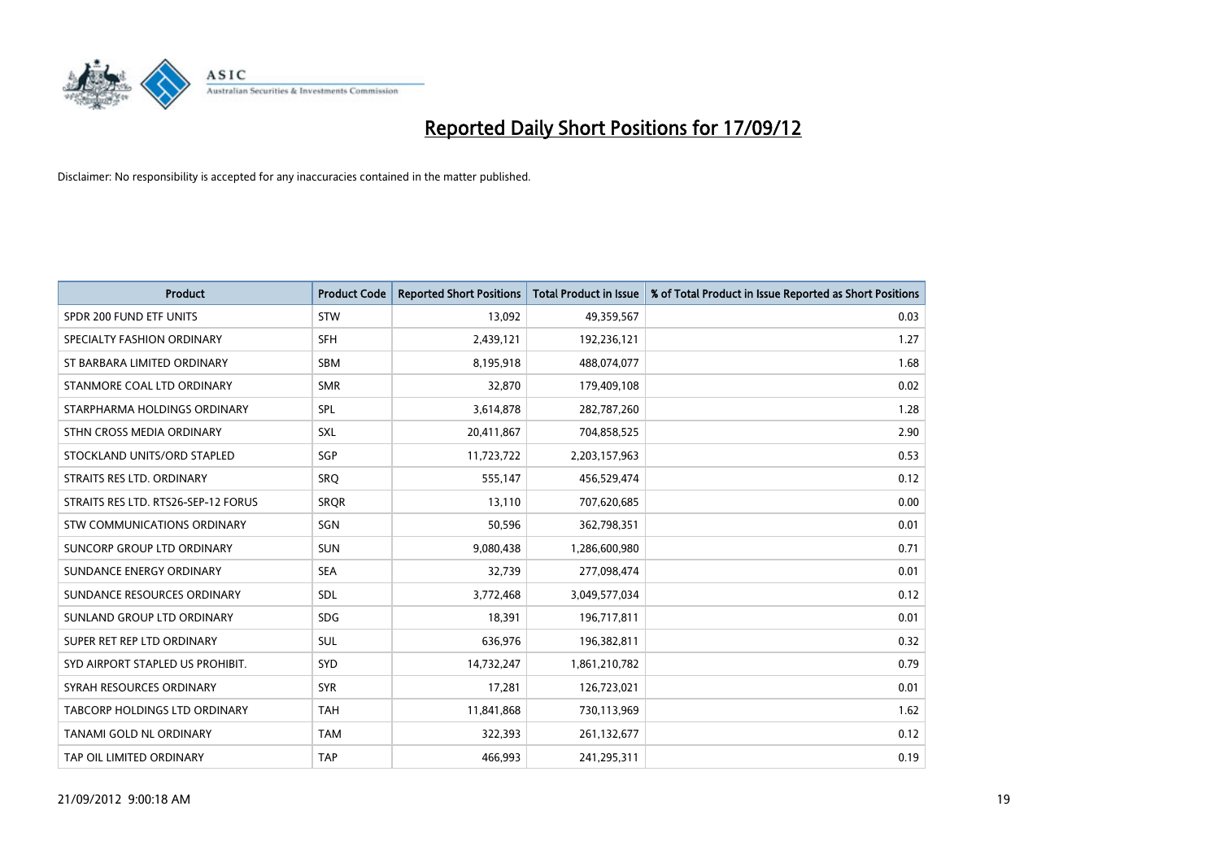# Reported Daily Short Positions for 17/09/12

Disclaimer: No responsibility is accepted for any inaccuracies contained in the matter published.

| Product | Product Code | Reported Short Positions | Total Product in Issue | % of Total Product in Issue Reported as Short Positions |
|---|---|---|---|---|
| SPDR 200 FUND ETF UNITS | STW | 13,092 | 49,359,567 | 0.03 |
| SPECIALTY FASHION ORDINARY | SFH | 2,439,121 | 192,236,121 | 1.27 |
| ST BARBARA LIMITED ORDINARY | SBM | 8,195,918 | 488,074,077 | 1.68 |
| STANMORE COAL LTD ORDINARY | SMR | 32,870 | 179,409,108 | 0.02 |
| STARPHARMA HOLDINGS ORDINARY | SPL | 3,614,878 | 282,787,260 | 1.28 |
| STHN CROSS MEDIA ORDINARY | SXL | 20,411,867 | 704,858,525 | 2.90 |
| STOCKLAND UNITS/ORD STAPLED | SGP | 11,723,722 | 2,203,157,963 | 0.53 |
| STRAITS RES LTD. ORDINARY | SRQ | 555,147 | 456,529,474 | 0.12 |
| STRAITS RES LTD. RTS26-SEP-12 FORUS | SRQR | 13,110 | 707,620,685 | 0.00 |
| STW COMMUNICATIONS ORDINARY | SGN | 50,596 | 362,798,351 | 0.01 |
| SUNCORP GROUP LTD ORDINARY | SUN | 9,080,438 | 1,286,600,980 | 0.71 |
| SUNDANCE ENERGY ORDINARY | SEA | 32,739 | 277,098,474 | 0.01 |
| SUNDANCE RESOURCES ORDINARY | SDL | 3,772,468 | 3,049,577,034 | 0.12 |
| SUNLAND GROUP LTD ORDINARY | SDG | 18,391 | 196,717,811 | 0.01 |
| SUPER RET REP LTD ORDINARY | SUL | 636,976 | 196,382,811 | 0.32 |
| SYD AIRPORT STAPLED US PROHIBIT. | SYD | 14,732,247 | 1,861,210,782 | 0.79 |
| SYRAH RESOURCES ORDINARY | SYR | 17,281 | 126,723,021 | 0.01 |
| TABCORP HOLDINGS LTD ORDINARY | TAH | 11,841,868 | 730,113,969 | 1.62 |
| TANAMI GOLD NL ORDINARY | TAM | 322,393 | 261,132,677 | 0.12 |
| TAP OIL LIMITED ORDINARY | TAP | 466,993 | 241,295,311 | 0.19 |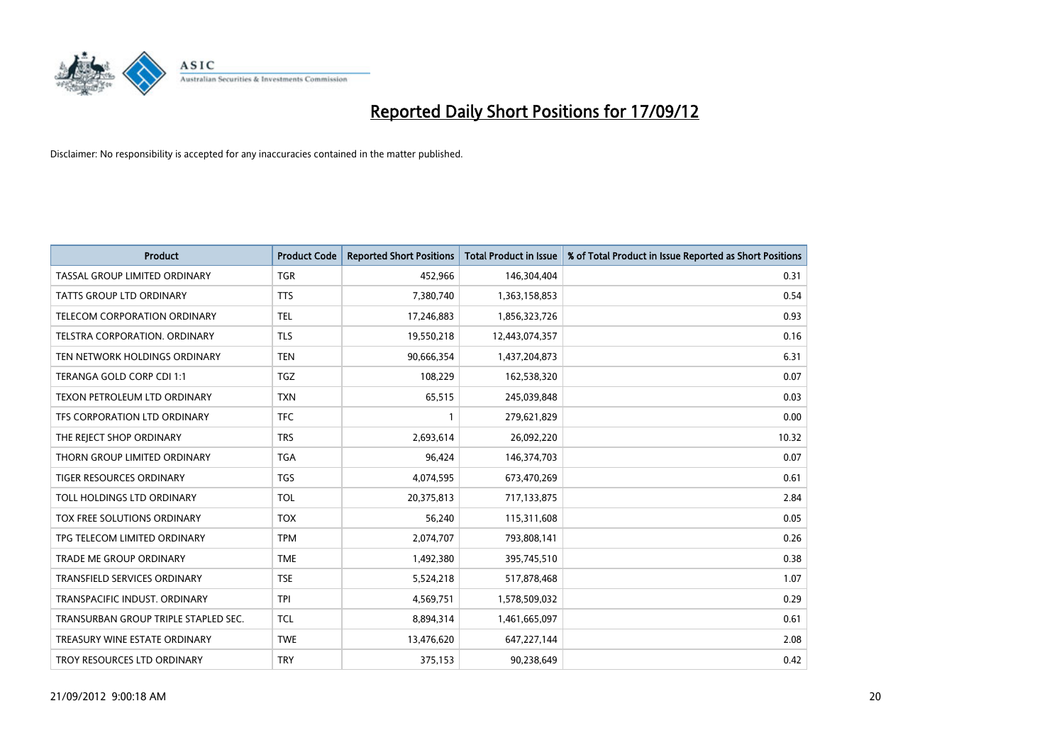# Reported Daily Short Positions for 17/09/12

Disclaimer: No responsibility is accepted for any inaccuracies contained in the matter published.

| Product | Product Code | Reported Short Positions | Total Product in Issue | % of Total Product in Issue Reported as Short Positions |
|---|---|---|---|---|
| TASSAL GROUP LIMITED ORDINARY | TGR | 452,966 | 146,304,404 | 0.31 |
| TATTS GROUP LTD ORDINARY | TTS | 7,380,740 | 1,363,158,853 | 0.54 |
| TELECOM CORPORATION ORDINARY | TEL | 17,246,883 | 1,856,323,726 | 0.93 |
| TELSTRA CORPORATION. ORDINARY | TLS | 19,550,218 | 12,443,074,357 | 0.16 |
| TEN NETWORK HOLDINGS ORDINARY | TEN | 90,666,354 | 1,437,204,873 | 6.31 |
| TERANGA GOLD CORP CDI 1:1 | TGZ | 108,229 | 162,538,320 | 0.07 |
| TEXON PETROLEUM LTD ORDINARY | TXN | 65,515 | 245,039,848 | 0.03 |
| TFS CORPORATION LTD ORDINARY | TFC | 1 | 279,621,829 | 0.00 |
| THE REJECT SHOP ORDINARY | TRS | 2,693,614 | 26,092,220 | 10.32 |
| THORN GROUP LIMITED ORDINARY | TGA | 96,424 | 146,374,703 | 0.07 |
| TIGER RESOURCES ORDINARY | TGS | 4,074,595 | 673,470,269 | 0.61 |
| TOLL HOLDINGS LTD ORDINARY | TOL | 20,375,813 | 717,133,875 | 2.84 |
| TOX FREE SOLUTIONS ORDINARY | TOX | 56,240 | 115,311,608 | 0.05 |
| TPG TELECOM LIMITED ORDINARY | TPM | 2,074,707 | 793,808,141 | 0.26 |
| TRADE ME GROUP ORDINARY | TME | 1,492,380 | 395,745,510 | 0.38 |
| TRANSFIELD SERVICES ORDINARY | TSE | 5,524,218 | 517,878,468 | 1.07 |
| TRANSPACIFIC INDUST. ORDINARY | TPI | 4,569,751 | 1,578,509,032 | 0.29 |
| TRANSURBAN GROUP TRIPLE STAPLED SEC. | TCL | 8,894,314 | 1,461,665,097 | 0.61 |
| TREASURY WINE ESTATE ORDINARY | TWE | 13,476,620 | 647,227,144 | 2.08 |
| TROY RESOURCES LTD ORDINARY | TRY | 375,153 | 90,238,649 | 0.42 |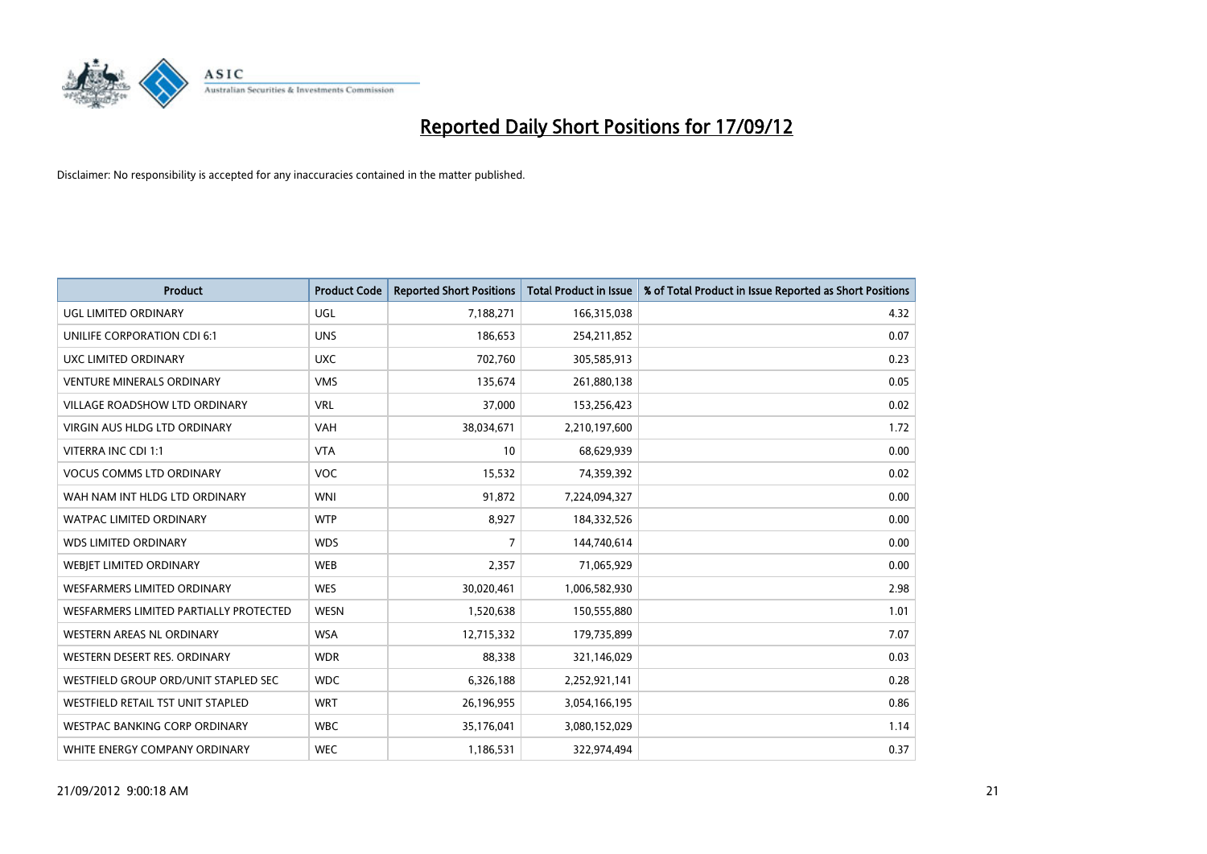# Reported Daily Short Positions for 17/09/12

Disclaimer: No responsibility is accepted for any inaccuracies contained in the matter published.

| Product | Product Code | Reported Short Positions | Total Product in Issue | % of Total Product in Issue Reported as Short Positions |
| --- | --- | --- | --- | --- |
| UGL LIMITED ORDINARY | UGL | 7,188,271 | 166,315,038 | 4.32 |
| UNILIFE CORPORATION CDI 6:1 | UNS | 186,653 | 254,211,852 | 0.07 |
| UXC LIMITED ORDINARY | UXC | 702,760 | 305,585,913 | 0.23 |
| VENTURE MINERALS ORDINARY | VMS | 135,674 | 261,880,138 | 0.05 |
| VILLAGE ROADSHOW LTD ORDINARY | VRL | 37,000 | 153,256,423 | 0.02 |
| VIRGIN AUS HLDG LTD ORDINARY | VAH | 38,034,671 | 2,210,197,600 | 1.72 |
| VITERRA INC CDI 1:1 | VTA | 10 | 68,629,939 | 0.00 |
| VOCUS COMMS LTD ORDINARY | VOC | 15,532 | 74,359,392 | 0.02 |
| WAH NAM INT HLDG LTD ORDINARY | WNI | 91,872 | 7,224,094,327 | 0.00 |
| WATPAC LIMITED ORDINARY | WTP | 8,927 | 184,332,526 | 0.00 |
| WDS LIMITED ORDINARY | WDS | 7 | 144,740,614 | 0.00 |
| WEBJET LIMITED ORDINARY | WEB | 2,357 | 71,065,929 | 0.00 |
| WESFARMERS LIMITED ORDINARY | WES | 30,020,461 | 1,006,582,930 | 2.98 |
| WESFARMERS LIMITED PARTIALLY PROTECTED | WESN | 1,520,638 | 150,555,880 | 1.01 |
| WESTERN AREAS NL ORDINARY | WSA | 12,715,332 | 179,735,899 | 7.07 |
| WESTERN DESERT RES. ORDINARY | WDR | 88,338 | 321,146,029 | 0.03 |
| WESTFIELD GROUP ORD/UNIT STAPLED SEC | WDC | 6,326,188 | 2,252,921,141 | 0.28 |
| WESTFIELD RETAIL TST UNIT STAPLED | WRT | 26,196,955 | 3,054,166,195 | 0.86 |
| WESTPAC BANKING CORP ORDINARY | WBC | 35,176,041 | 3,080,152,029 | 1.14 |
| WHITE ENERGY COMPANY ORDINARY | WEC | 1,186,531 | 322,974,494 | 0.37 |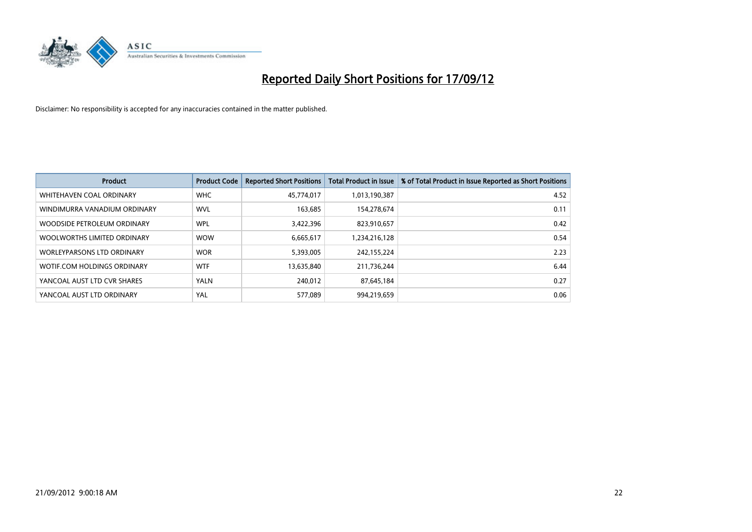# Reported Daily Short Positions for 17/09/12

Disclaimer: No responsibility is accepted for any inaccuracies contained in the matter published.

| Product | Product Code | Reported Short Positions | Total Product in Issue | % of Total Product in Issue Reported as Short Positions |
|---|---|---|---|---|
| WHITEHAVEN COAL ORDINARY | WHC | 45,774,017 | 1,013,190,387 | 4.52 |
| WINDIMURRA VANADIUM ORDINARY | WVL | 163,685 | 154,278,674 | 0.11 |
| WOODSIDE PETROLEUM ORDINARY | WPL | 3,422,396 | 823,910,657 | 0.42 |
| WOOLWORTHS LIMITED ORDINARY | WOW | 6,665,617 | 1,234,216,128 | 0.54 |
| WORLEYPARSONS LTD ORDINARY | WOR | 5,393,005 | 242,155,224 | 2.23 |
| WOTIF.COM HOLDINGS ORDINARY | WTF | 13,635,840 | 211,736,244 | 6.44 |
| YANCOAL AUST LTD CVR SHARES | YALN | 240,012 | 87,645,184 | 0.27 |
| YANCOAL AUST LTD ORDINARY | YAL | 577,089 | 994,219,659 | 0.06 |